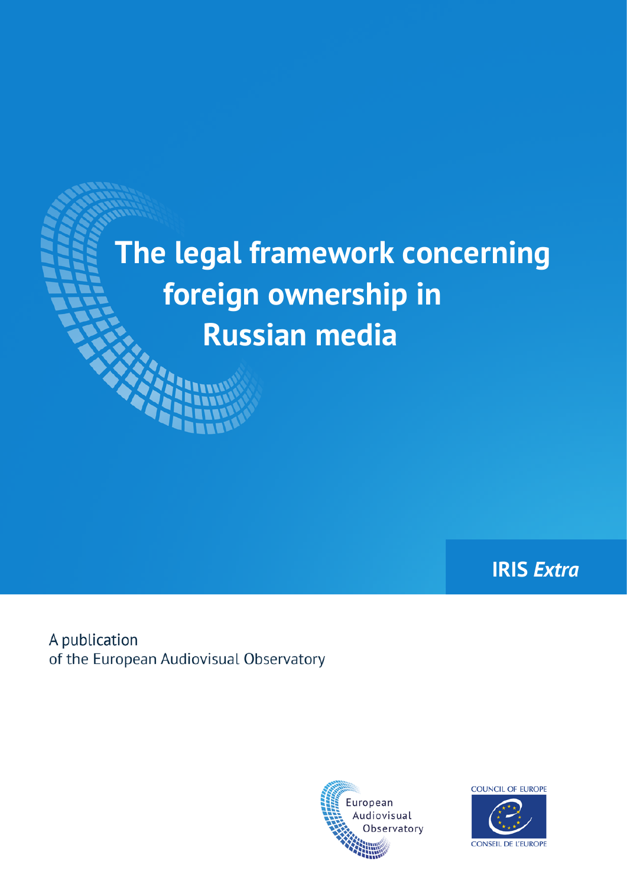# The legal framework concerning foreign ownership in Russian media

IRIS *Extra*

A publication
of the European Audiovisual Observatory

European Audiovisual Observatory

COUNCIL OF EUROPE

CONSEIL DE L'EUROPE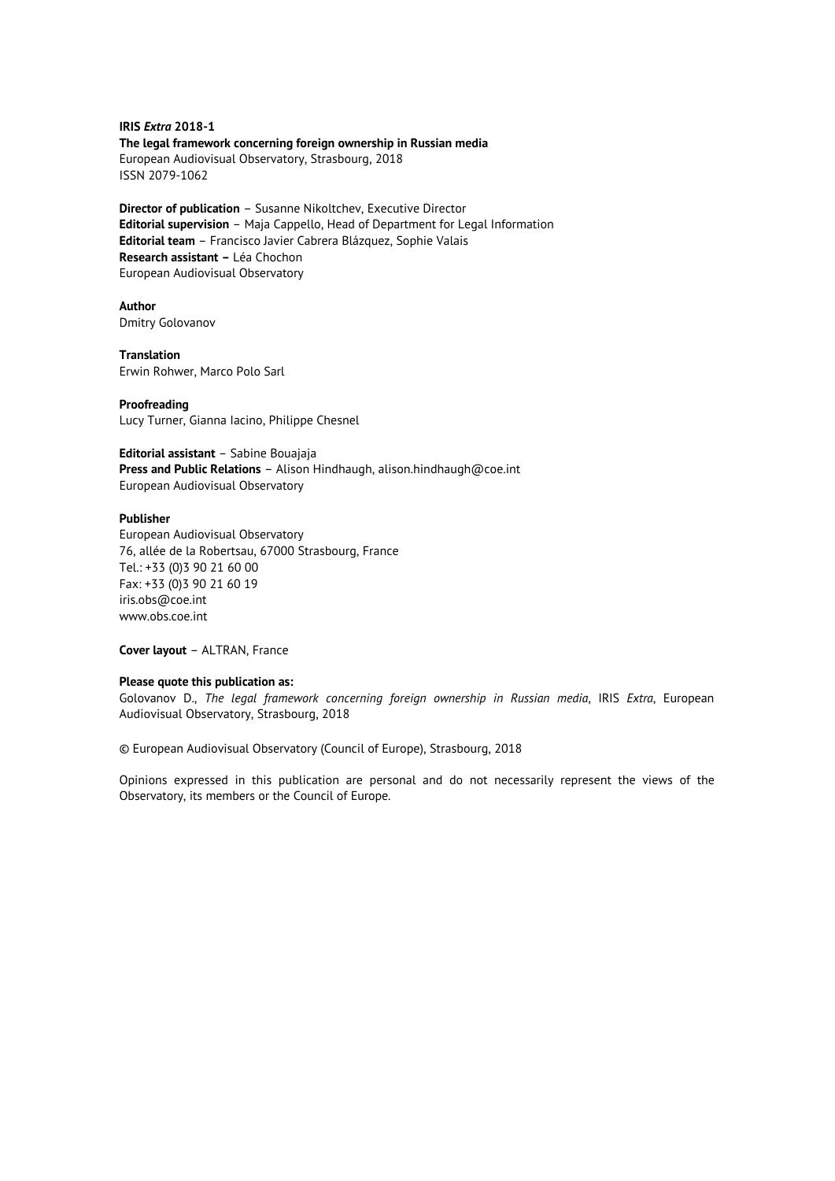**IRIS *Extra* 2018-1**
**The legal framework concerning foreign ownership in Russian media**
European Audiovisual Observatory, Strasbourg, 2018
ISSN 2079-1062

**Director of publication** – Susanne Nikoltchev, Executive Director
**Editorial supervision** – Maja Cappello, Head of Department for Legal Information
**Editorial team** – Francisco Javier Cabrera Blázquez, Sophie Valais
**Research assistant –** Léa Chochon
European Audiovisual Observatory

**Author**
Dmitry Golovanov

**Translation**
Erwin Rohwer, Marco Polo Sarl

**Proofreading**
Lucy Turner, Gianna Iacino, Philippe Chesnel

**Editorial assistant** – Sabine Bouajaja
**Press and Public Relations** – Alison Hindhaugh, alison.hindhaugh@coe.int
European Audiovisual Observatory

**Publisher**
European Audiovisual Observatory
76, allée de la Robertsau, 67000 Strasbourg, France
Tel.: +33 (0)3 90 21 60 00
Fax: +33 (0)3 90 21 60 19
iris.obs@coe.int
www.obs.coe.int

**Cover layout** – ALTRAN, France

**Please quote this publication as:**
Golovanov D., *The legal framework concerning foreign ownership in Russian media*, IRIS *Extra*, European Audiovisual Observatory, Strasbourg, 2018

© European Audiovisual Observatory (Council of Europe), Strasbourg, 2018

Opinions expressed in this publication are personal and do not necessarily represent the views of the Observatory, its members or the Council of Europe.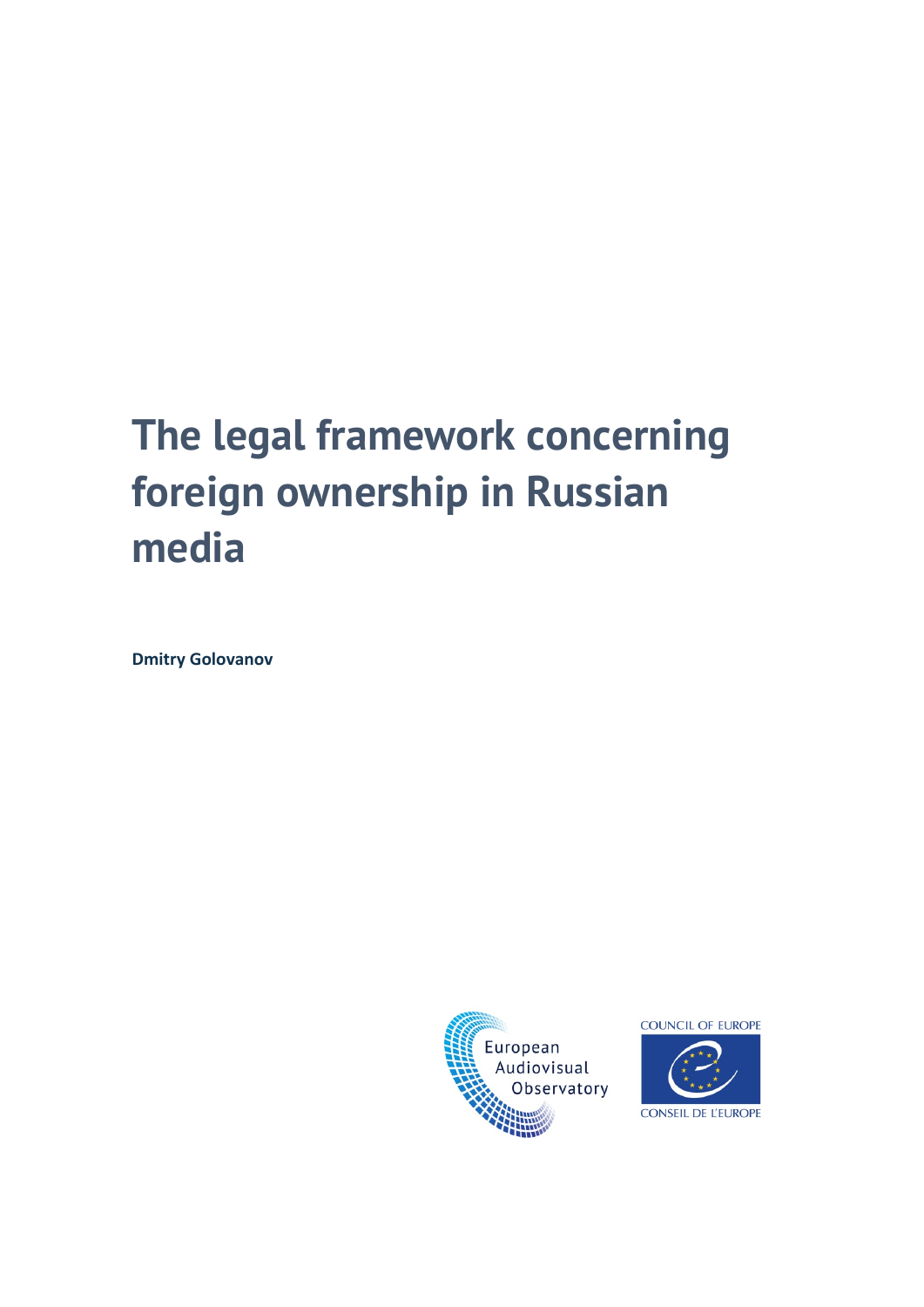# The legal framework concerning foreign ownership in Russian media

**Dmitry Golovanov**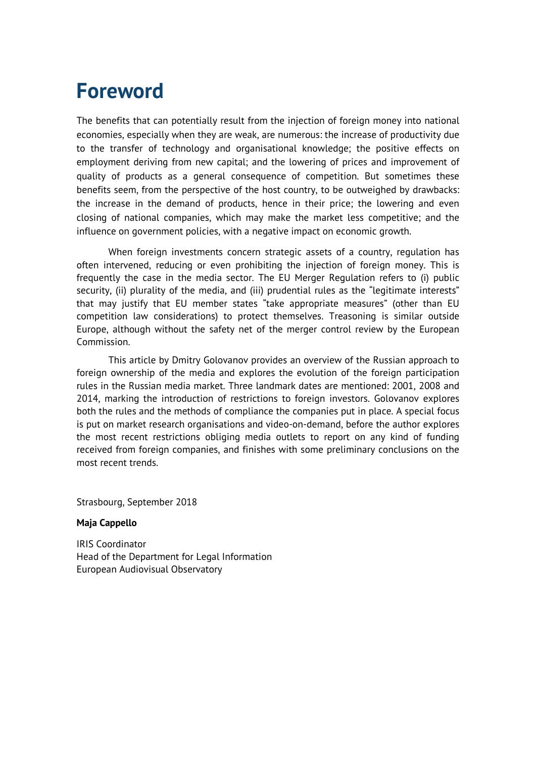# Foreword

The benefits that can potentially result from the injection of foreign money into national economies, especially when they are weak, are numerous: the increase of productivity due to the transfer of technology and organisational knowledge; the positive effects on employment deriving from new capital; and the lowering of prices and improvement of quality of products as a general consequence of competition. But sometimes these benefits seem, from the perspective of the host country, to be outweighed by drawbacks: the increase in the demand of products, hence in their price; the lowering and even closing of national companies, which may make the market less competitive; and the influence on government policies, with a negative impact on economic growth.

When foreign investments concern strategic assets of a country, regulation has often intervened, reducing or even prohibiting the injection of foreign money. This is frequently the case in the media sector. The EU Merger Regulation refers to (i) public security, (ii) plurality of the media, and (iii) prudential rules as the "legitimate interests" that may justify that EU member states "take appropriate measures" (other than EU competition law considerations) to protect themselves. Treasoning is similar outside Europe, although without the safety net of the merger control review by the European Commission.

This article by Dmitry Golovanov provides an overview of the Russian approach to foreign ownership of the media and explores the evolution of the foreign participation rules in the Russian media market. Three landmark dates are mentioned: 2001, 2008 and 2014, marking the introduction of restrictions to foreign investors. Golovanov explores both the rules and the methods of compliance the companies put in place. A special focus is put on market research organisations and video-on-demand, before the author explores the most recent restrictions obliging media outlets to report on any kind of funding received from foreign companies, and finishes with some preliminary conclusions on the most recent trends.

Strasbourg, September 2018

**Maja Cappello**

IRIS Coordinator
Head of the Department for Legal Information
European Audiovisual Observatory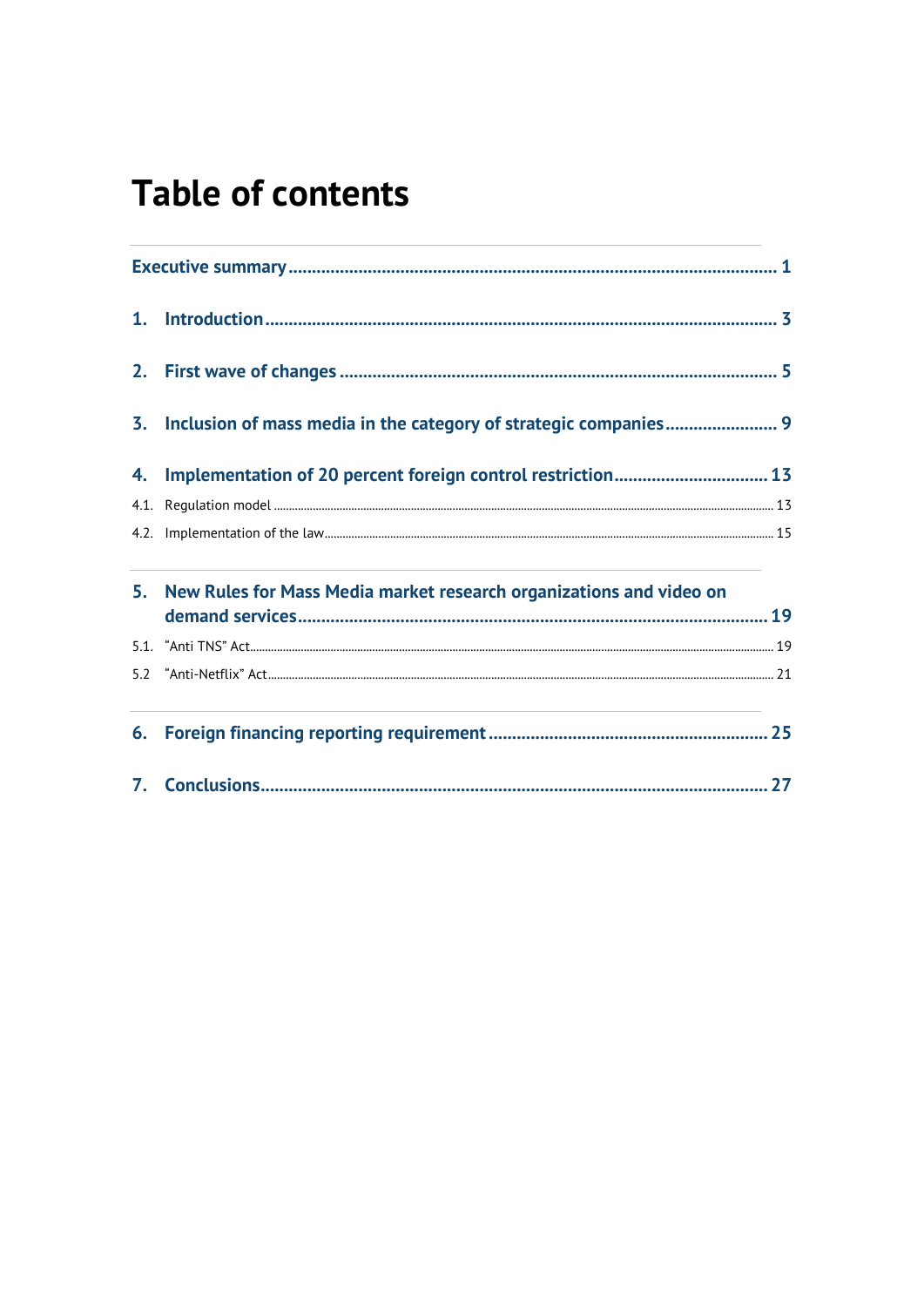# Table of contents

| | | |
|---|---|---|
| **Executive summary** | | **1** |
| **1.** | **Introduction** | **3** |
| **2.** | **First wave of changes** | **5** |
| **3.** | **Inclusion of mass media in the category of strategic companies** | **9** |
| **4.** | **Implementation of 20 percent foreign control restriction** | **13** |
| 4.1. | Regulation model | 13 |
| 4.2. | Implementation of the law | 15 |
| **5.** | **New Rules for Mass Media market research organizations and video on demand services** | **19** |
| 5.1. | "Anti TNS" Act | 19 |
| 5.2 | "Anti-Netflix" Act | 21 |
| **6.** | **Foreign financing reporting requirement** | **25** |
| **7.** | **Conclusions** | **27** |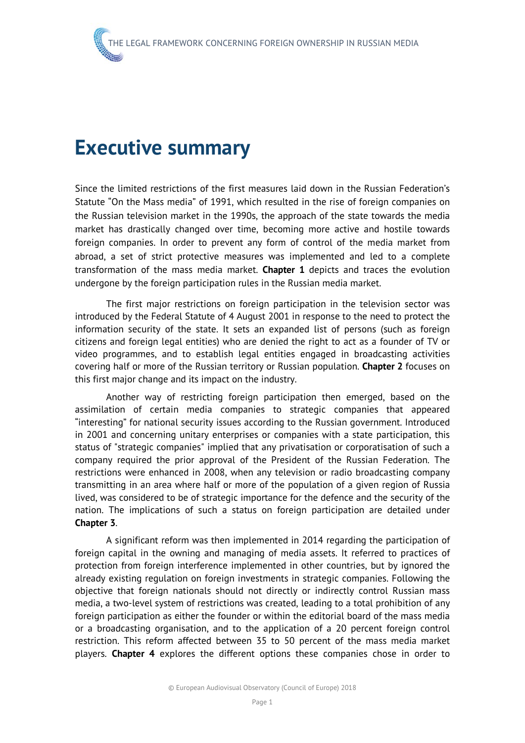# Executive summary

Since the limited restrictions of the first measures laid down in the Russian Federation's Statute "On the Mass media" of 1991, which resulted in the rise of foreign companies on the Russian television market in the 1990s, the approach of the state towards the media market has drastically changed over time, becoming more active and hostile towards foreign companies. In order to prevent any form of control of the media market from abroad, a set of strict protective measures was implemented and led to a complete transformation of the mass media market. **Chapter 1** depicts and traces the evolution undergone by the foreign participation rules in the Russian media market.

The first major restrictions on foreign participation in the television sector was introduced by the Federal Statute of 4 August 2001 in response to the need to protect the information security of the state. It sets an expanded list of persons (such as foreign citizens and foreign legal entities) who are denied the right to act as a founder of TV or video programmes, and to establish legal entities engaged in broadcasting activities covering half or more of the Russian territory or Russian population. **Chapter 2** focuses on this first major change and its impact on the industry.

Another way of restricting foreign participation then emerged, based on the assimilation of certain media companies to strategic companies that appeared "interesting" for national security issues according to the Russian government. Introduced in 2001 and concerning unitary enterprises or companies with a state participation, this status of "strategic companies" implied that any privatisation or corporatisation of such a company required the prior approval of the President of the Russian Federation. The restrictions were enhanced in 2008, when any television or radio broadcasting company transmitting in an area where half or more of the population of a given region of Russia lived, was considered to be of strategic importance for the defence and the security of the nation. The implications of such a status on foreign participation are detailed under **Chapter 3**.

A significant reform was then implemented in 2014 regarding the participation of foreign capital in the owning and managing of media assets. It referred to practices of protection from foreign interference implemented in other countries, but by ignored the already existing regulation on foreign investments in strategic companies. Following the objective that foreign nationals should not directly or indirectly control Russian mass media, a two-level system of restrictions was created, leading to a total prohibition of any foreign participation as either the founder or within the editorial board of the mass media or a broadcasting organisation, and to the application of a 20 percent foreign control restriction. This reform affected between 35 to 50 percent of the mass media market players. **Chapter 4** explores the different options these companies chose in order to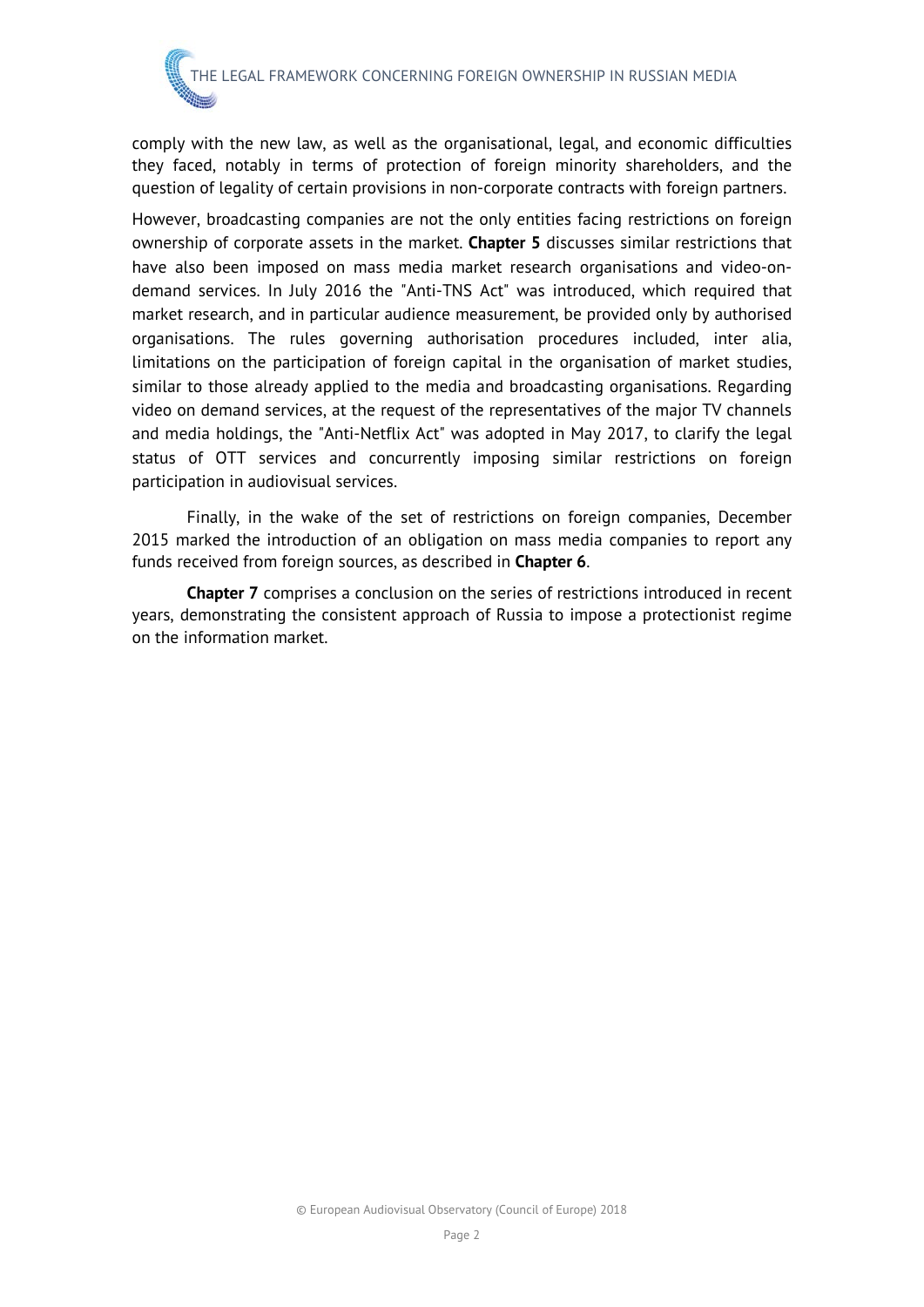comply with the new law, as well as the organisational, legal, and economic difficulties they faced, notably in terms of protection of foreign minority shareholders, and the question of legality of certain provisions in non-corporate contracts with foreign partners.

However, broadcasting companies are not the only entities facing restrictions on foreign ownership of corporate assets in the market. **Chapter 5** discusses similar restrictions that have also been imposed on mass media market research organisations and video-on-demand services. In July 2016 the "Anti-TNS Act" was introduced, which required that market research, and in particular audience measurement, be provided only by authorised organisations. The rules governing authorisation procedures included, inter alia, limitations on the participation of foreign capital in the organisation of market studies, similar to those already applied to the media and broadcasting organisations. Regarding video on demand services, at the request of the representatives of the major TV channels and media holdings, the "Anti-Netflix Act" was adopted in May 2017, to clarify the legal status of OTT services and concurrently imposing similar restrictions on foreign participation in audiovisual services.

Finally, in the wake of the set of restrictions on foreign companies, December 2015 marked the introduction of an obligation on mass media companies to report any funds received from foreign sources, as described in **Chapter 6**.

**Chapter 7** comprises a conclusion on the series of restrictions introduced in recent years, demonstrating the consistent approach of Russia to impose a protectionist regime on the information market.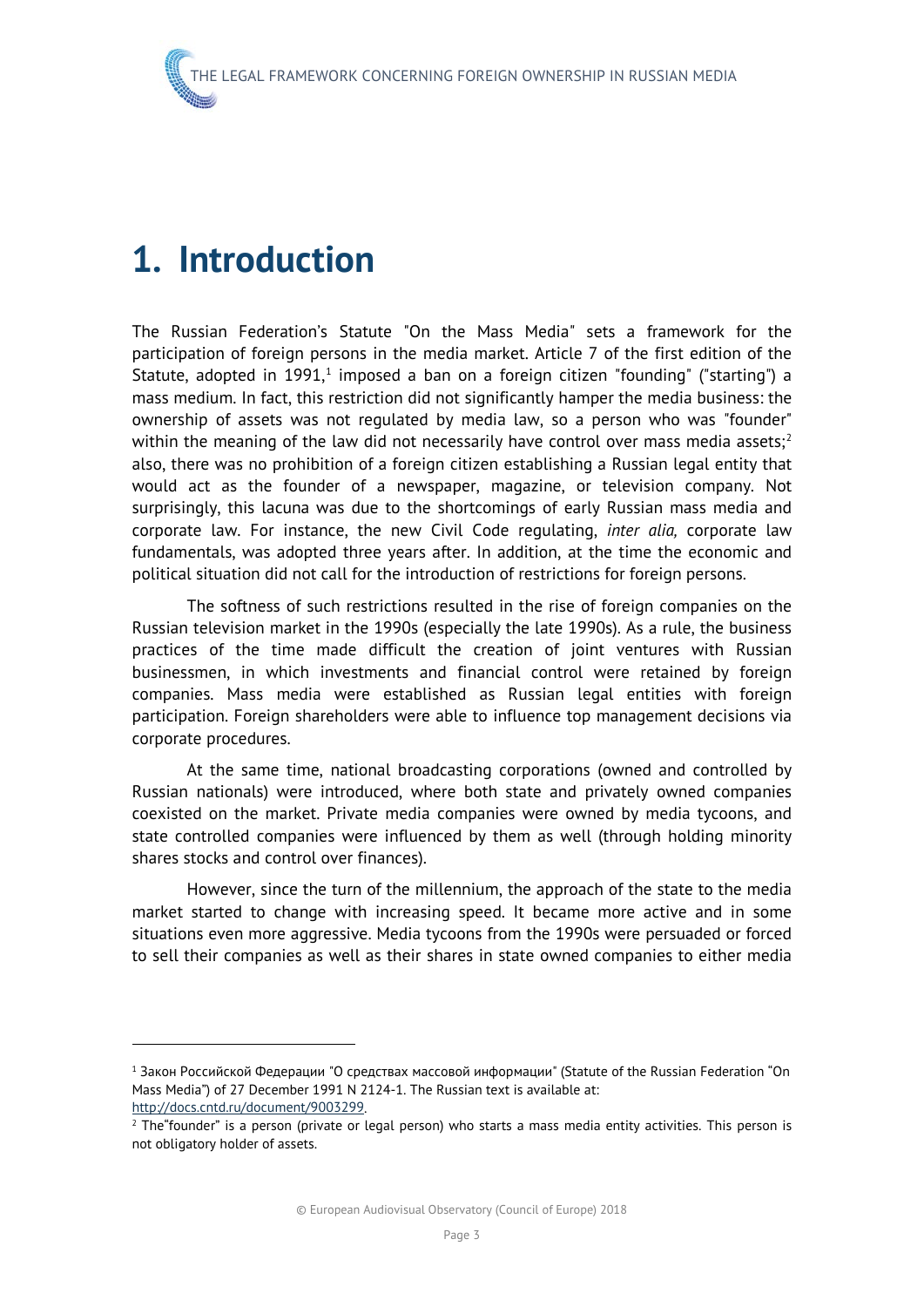# 1. Introduction

The Russian Federation's Statute "On the Mass Media" sets a framework for the participation of foreign persons in the media market. Article 7 of the first edition of the Statute, adopted in 1991,[1] imposed a ban on a foreign citizen "founding" ("starting") a mass medium. In fact, this restriction did not significantly hamper the media business: the ownership of assets was not regulated by media law, so a person who was "founder" within the meaning of the law did not necessarily have control over mass media assets;[2] also, there was no prohibition of a foreign citizen establishing a Russian legal entity that would act as the founder of a newspaper, magazine, or television company. Not surprisingly, this lacuna was due to the shortcomings of early Russian mass media and corporate law. For instance, the new Civil Code regulating, *inter alia,* corporate law fundamentals, was adopted three years after. In addition, at the time the economic and political situation did not call for the introduction of restrictions for foreign persons.

The softness of such restrictions resulted in the rise of foreign companies on the Russian television market in the 1990s (especially the late 1990s). As a rule, the business practices of the time made difficult the creation of joint ventures with Russian businessmen, in which investments and financial control were retained by foreign companies. Mass media were established as Russian legal entities with foreign participation. Foreign shareholders were able to influence top management decisions via corporate procedures.

At the same time, national broadcasting corporations (owned and controlled by Russian nationals) were introduced, where both state and privately owned companies coexisted on the market. Private media companies were owned by media tycoons, and state controlled companies were influenced by them as well (through holding minority shares stocks and control over finances).

However, since the turn of the millennium, the approach of the state to the media market started to change with increasing speed. It became more active and in some situations even more aggressive. Media tycoons from the 1990s were persuaded or forced to sell their companies as well as their shares in state owned companies to either media

[1] Закон Российской Федерации "О средствах массовой информации" (Statute of the Russian Federation "On Mass Media") of 27 December 1991 N 2124-1. The Russian text is available at: http://docs.cntd.ru/document/9003299.

[2] The"founder" is a person (private or legal person) who starts a mass media entity activities. This person is not obligatory holder of assets.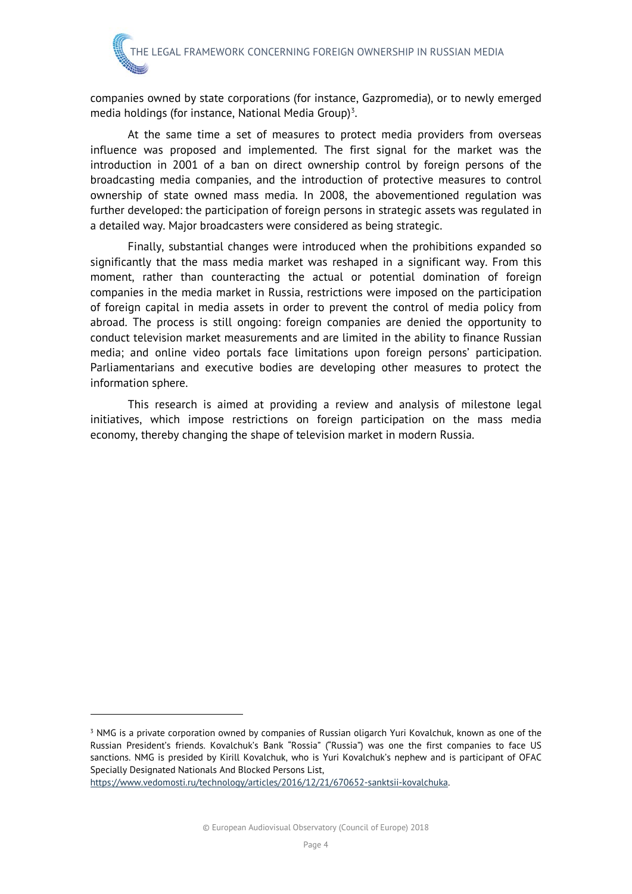companies owned by state corporations (for instance, Gazpromedia), or to newly emerged media holdings (for instance, National Media Group)[3].

At the same time a set of measures to protect media providers from overseas influence was proposed and implemented. The first signal for the market was the introduction in 2001 of a ban on direct ownership control by foreign persons of the broadcasting media companies, and the introduction of protective measures to control ownership of state owned mass media. In 2008, the abovementioned regulation was further developed: the participation of foreign persons in strategic assets was regulated in a detailed way. Major broadcasters were considered as being strategic.

Finally, substantial changes were introduced when the prohibitions expanded so significantly that the mass media market was reshaped in a significant way. From this moment, rather than counteracting the actual or potential domination of foreign companies in the media market in Russia, restrictions were imposed on the participation of foreign capital in media assets in order to prevent the control of media policy from abroad. The process is still ongoing: foreign companies are denied the opportunity to conduct television market measurements and are limited in the ability to finance Russian media; and online video portals face limitations upon foreign persons' participation. Parliamentarians and executive bodies are developing other measures to protect the information sphere.

This research is aimed at providing a review and analysis of milestone legal initiatives, which impose restrictions on foreign participation on the mass media economy, thereby changing the shape of television market in modern Russia.

---

[3] NMG is a private corporation owned by companies of Russian oligarch Yuri Kovalchuk, known as one of the Russian President's friends. Kovalchuk's Bank "Rossia" ("Russia") was one the first companies to face US sanctions. NMG is presided by Kirill Kovalchuk, who is Yuri Kovalchuk's nephew and is participant of OFAC Specially Designated Nationals And Blocked Persons List, https://www.vedomosti.ru/technology/articles/2016/12/21/670652-sanktsii-kovalchuka.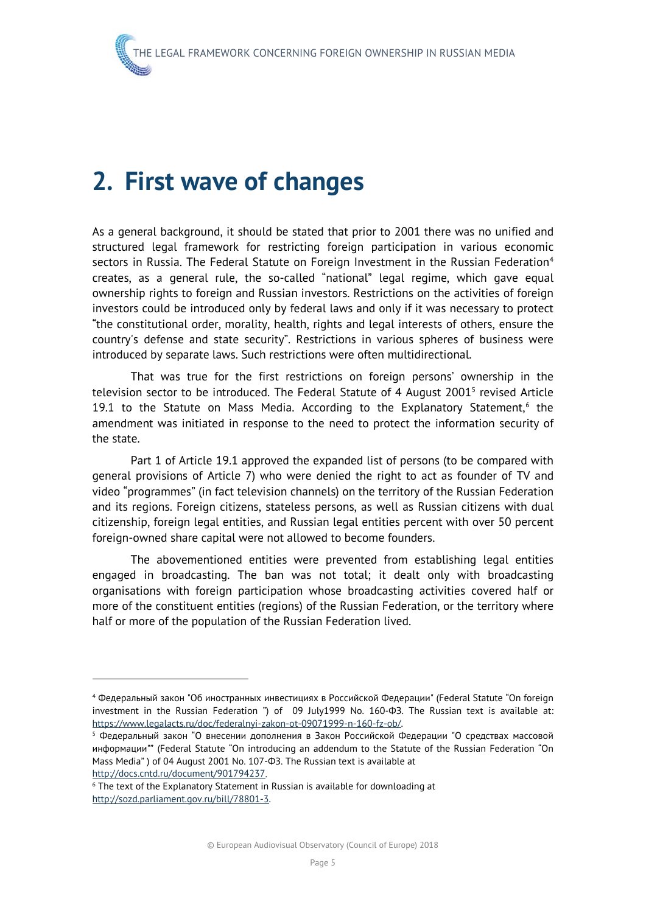# 2. First wave of changes

As a general background, it should be stated that prior to 2001 there was no unified and structured legal framework for restricting foreign participation in various economic sectors in Russia. The Federal Statute on Foreign Investment in the Russian Federation[4] creates, as a general rule, the so-called "national" legal regime, which gave equal ownership rights to foreign and Russian investors. Restrictions on the activities of foreign investors could be introduced only by federal laws and only if it was necessary to protect "the constitutional order, morality, health, rights and legal interests of others, ensure the country's defense and state security". Restrictions in various spheres of business were introduced by separate laws. Such restrictions were often multidirectional.

That was true for the first restrictions on foreign persons' ownership in the television sector to be introduced. The Federal Statute of 4 August 2001[5] revised Article 19.1 to the Statute on Mass Media. According to the Explanatory Statement,[6] the amendment was initiated in response to the need to protect the information security of the state.

Part 1 of Article 19.1 approved the expanded list of persons (to be compared with general provisions of Article 7) who were denied the right to act as founder of TV and video "programmes" (in fact television channels) on the territory of the Russian Federation and its regions. Foreign citizens, stateless persons, as well as Russian citizens with dual citizenship, foreign legal entities, and Russian legal entities percent with over 50 percent foreign-owned share capital were not allowed to become founders.

The abovementioned entities were prevented from establishing legal entities engaged in broadcasting. The ban was not total; it dealt only with broadcasting organisations with foreign participation whose broadcasting activities covered half or more of the constituent entities (regions) of the Russian Federation, or the territory where half or more of the population of the Russian Federation lived.

---

[4] Федеральный закон "Об иностранных инвестициях в Российской Федерации" (Federal Statute "On foreign investment in the Russian Federation ") of 09 July1999 No. 160-ФЗ. The Russian text is available at: https://www.legalacts.ru/doc/federalnyi-zakon-ot-09071999-n-160-fz-ob/.

[5] Федеральный закон "О внесении дополнения в Закон Российской Федерации "О средствах массовой информации"" (Federal Statute "On introducing an addendum to the Statute of the Russian Federation "On Mass Media" ) of 04 August 2001 No. 107-ФЗ. The Russian text is available at http://docs.cntd.ru/document/901794237.

[6] The text of the Explanatory Statement in Russian is available for downloading at http://sozd.parliament.gov.ru/bill/78801-3.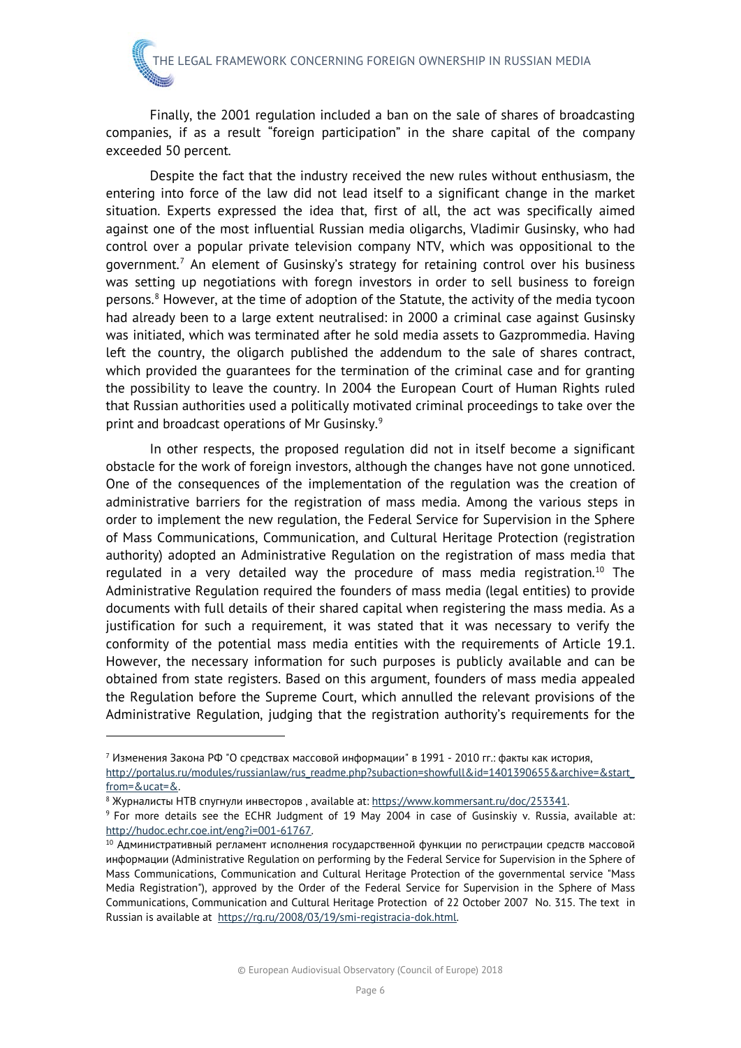Finally, the 2001 regulation included a ban on the sale of shares of broadcasting companies, if as a result "foreign participation" in the share capital of the company exceeded 50 percent.

Despite the fact that the industry received the new rules without enthusiasm, the entering into force of the law did not lead itself to a significant change in the market situation. Experts expressed the idea that, first of all, the act was specifically aimed against one of the most influential Russian media oligarchs, Vladimir Gusinsky, who had control over a popular private television company NTV, which was oppositional to the government.[7] An element of Gusinsky's strategy for retaining control over his business was setting up negotiations with foregn investors in order to sell business to foreign persons.[8] However, at the time of adoption of the Statute, the activity of the media tycoon had already been to a large extent neutralised: in 2000 a criminal case against Gusinsky was initiated, which was terminated after he sold media assets to Gazprommedia. Having left the country, the oligarch published the addendum to the sale of shares contract, which provided the guarantees for the termination of the criminal case and for granting the possibility to leave the country. In 2004 the European Court of Human Rights ruled that Russian authorities used a politically motivated criminal proceedings to take over the print and broadcast operations of Mr Gusinsky.[9]

In other respects, the proposed regulation did not in itself become a significant obstacle for the work of foreign investors, although the changes have not gone unnoticed. One of the consequences of the implementation of the regulation was the creation of administrative barriers for the registration of mass media. Among the various steps in order to implement the new regulation, the Federal Service for Supervision in the Sphere of Mass Communications, Communication, and Cultural Heritage Protection (registration authority) adopted an Administrative Regulation on the registration of mass media that regulated in a very detailed way the procedure of mass media registration.[10] The Administrative Regulation required the founders of mass media (legal entities) to provide documents with full details of their shared capital when registering the mass media. As a justification for such a requirement, it was stated that it was necessary to verify the conformity of the potential mass media entities with the requirements of Article 19.1. However, the necessary information for such purposes is publicly available and can be obtained from state registers. Based on this argument, founders of mass media appealed the Regulation before the Supreme Court, which annulled the relevant provisions of the Administrative Regulation, judging that the registration authority's requirements for the

---

[7] Изменения Закона РФ "О средствах массовой информации" в 1991 - 2010 гг.: факты как история, http://portalus.ru/modules/russianlaw/rus_readme.php?subaction=showfull&id=1401390655&archive=&start_from=&ucat=&.

[8] Журналисты НТВ спугнули инвесторов , available at: https://www.kommersant.ru/doc/253341.

[9] For more details see the ECHR Judgment of 19 May 2004 in case of Gusinskiy v. Russia, available at: http://hudoc.echr.coe.int/eng?i=001-61767.

[10] Административный регламент исполнения государственной функции по регистрации средств массовой информации (Administrative Regulation on performing by the Federal Service for Supervision in the Sphere of Mass Communications, Communication and Cultural Heritage Protection of the governmental service "Mass Media Registration"), approved by the Order of the Federal Service for Supervision in the Sphere of Mass Communications, Communication and Cultural Heritage Protection of 22 October 2007 No. 315. The text in Russian is available at https://rg.ru/2008/03/19/smi-registracia-dok.html.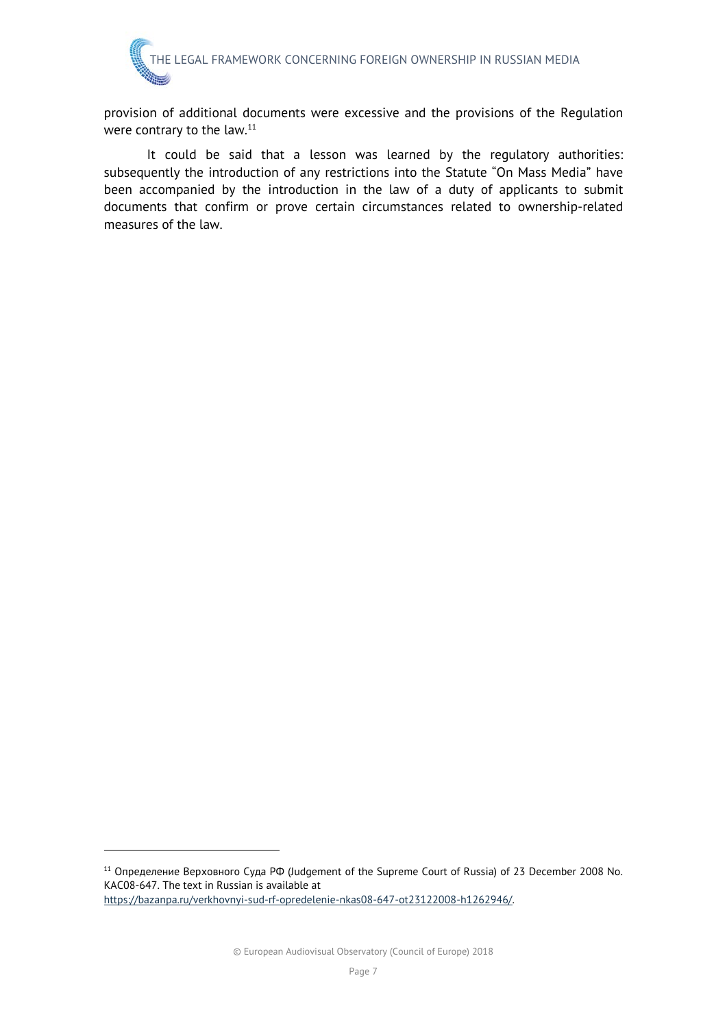provision of additional documents were excessive and the provisions of the Regulation were contrary to the law.[11]

It could be said that a lesson was learned by the regulatory authorities: subsequently the introduction of any restrictions into the Statute "On Mass Media" have been accompanied by the introduction in the law of a duty of applicants to submit documents that confirm or prove certain circumstances related to ownership-related measures of the law.

---

[11] Определение Верховного Суда РФ (Judgement of the Supreme Court of Russia) of 23 December 2008 No. KAC08-647. The text in Russian is available at https://bazanpa.ru/verkhovnyi-sud-rf-opredelenie-nkas08-647-ot23122008-h1262946/.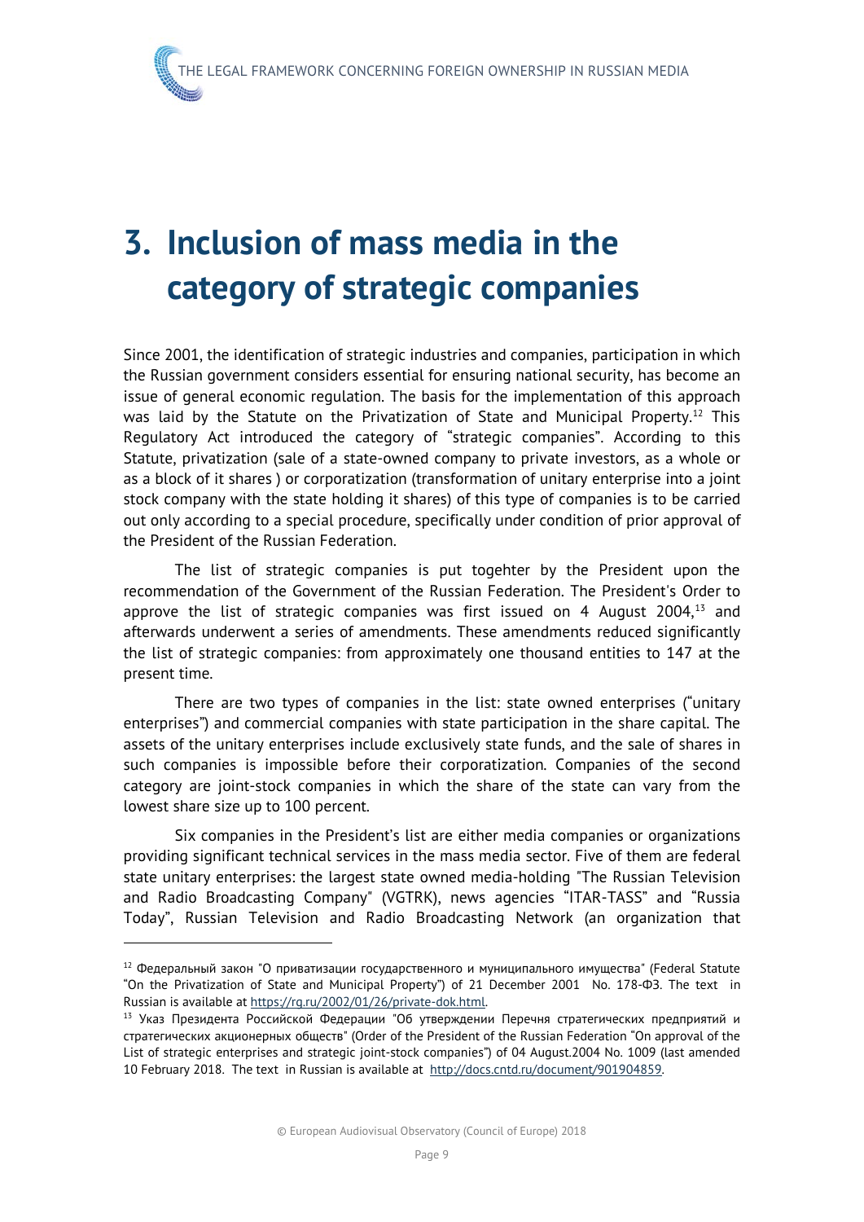# 3. Inclusion of mass media in the category of strategic companies

Since 2001, the identification of strategic industries and companies, participation in which the Russian government considers essential for ensuring national security, has become an issue of general economic regulation. The basis for the implementation of this approach was laid by the Statute on the Privatization of State and Municipal Property.[12] This Regulatory Act introduced the category of "strategic companies". According to this Statute, privatization (sale of a state-owned company to private investors, as a whole or as a block of it shares ) or corporatization (transformation of unitary enterprise into a joint stock company with the state holding it shares) of this type of companies is to be carried out only according to a special procedure, specifically under condition of prior approval of the President of the Russian Federation.

The list of strategic companies is put togehter by the President upon the recommendation of the Government of the Russian Federation. The President's Order to approve the list of strategic companies was first issued on 4 August 2004,[13] and afterwards underwent a series of amendments. These amendments reduced significantly the list of strategic companies: from approximately one thousand entities to 147 at the present time.

There are two types of companies in the list: state owned enterprises ("unitary enterprises") and commercial companies with state participation in the share capital. The assets of the unitary enterprises include exclusively state funds, and the sale of shares in such companies is impossible before their corporatization. Companies of the second category are joint-stock companies in which the share of the state can vary from the lowest share size up to 100 percent.

Six companies in the President's list are either media companies or organizations providing significant technical services in the mass media sector. Five of them are federal state unitary enterprises: the largest state owned media-holding "The Russian Television and Radio Broadcasting Company" (VGTRK), news agencies "ITAR-TASS" and "Russia Today", Russian Television and Radio Broadcasting Network (an organization that

---

[12] Федеральный закон "О приватизации государственного и муниципального имущества" (Federal Statute "On the Privatization of State and Municipal Property") of 21 December 2001 No. 178-ФЗ. The text in Russian is available at https://rg.ru/2002/01/26/private-dok.html.

[13] Указ Президента Российской Федерации "Об утверждении Перечня стратегических предприятий и стратегических акционерных обществ" (Order of the President of the Russian Federation "On approval of the List of strategic enterprises and strategic joint-stock companies") of 04 August.2004 No. 1009 (last amended 10 February 2018. The text in Russian is available at http://docs.cntd.ru/document/901904859.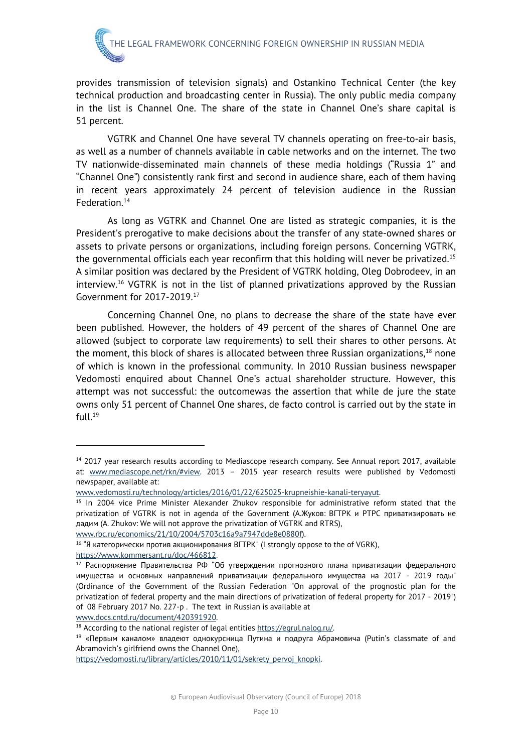provides transmission of television signals) and Ostankino Technical Center (the key technical production and broadcasting center in Russia). The only public media company in the list is Channel One. The share of the state in Channel One's share capital is 51 percent.

VGTRK and Channel One have several TV channels operating on free-to-air basis, as well as a number of channels available in cable networks and on the internet. The two TV nationwide-disseminated main channels of these media holdings ("Russia 1" and "Channel One") consistently rank first and second in audience share, each of them having in recent years approximately 24 percent of television audience in the Russian Federation.[14]

As long as VGTRK and Channel One are listed as strategic companies, it is the President's prerogative to make decisions about the transfer of any state-owned shares or assets to private persons or organizations, including foreign persons. Concerning VGTRK, the governmental officials each year reconfirm that this holding will never be privatized.[15] A similar position was declared by the President of VGTRK holding, Oleg Dobrodeev, in an interview.[16] VGTRK is not in the list of planned privatizations approved by the Russian Government for 2017-2019.[17]

Concerning Channel One, no plans to decrease the share of the state have ever been published. However, the holders of 49 percent of the shares of Channel One are allowed (subject to corporate law requirements) to sell their shares to other persons. At the moment, this block of shares is allocated between three Russian organizations,[18] none of which is known in the professional community. In 2010 Russian business newspaper Vedomosti enquired about Channel One's actual shareholder structure. However, this attempt was not successful: the outcomewas the assertion that while de jure the state owns only 51 percent of Channel One shares, de facto control is carried out by the state in full.[19]

---

[14] 2017 year research results according to Mediascope research company. See Annual report 2017, available at: www.mediascope.net/rkn/#view. 2013 – 2015 year research results were published by Vedomosti newspaper, available at: www.vedomosti.ru/technology/articles/2016/01/22/625025-krupneishie-kanali-teryayut.

[15] In 2004 vice Prime Minister Alexander Zhukov responsible for administrative reform stated that the privatization of VGTRK is not in agenda of the Government (А.Жуков: ВГТРК и РТРС приватизировать не дадим (A. Zhukov: We will not approve the privatization of VGTRK and RTRS), www.rbc.ru/economics/21/10/2004/5703c16a9a7947dde8e0880f).

[16] "Я категорически против акционирования ВГТРК" (I strongly oppose to the of VGRK), https://www.kommersant.ru/doc/466812.

[17] Распоряжение Правительства РФ "Об утверждении прогнозного плана приватизации федерального имущества и основных направлений приватизации федерального имущества на 2017 - 2019 годы" (Ordinance of the Government of the Russian Federation "On approval of the prognostic plan for the privatization of federal property and the main directions of privatization of federal property for 2017 - 2019") of 08 February 2017 No. 227-р . The text in Russian is available at www.docs.cntd.ru/document/420391920.

[18] According to the national register of legal entities https://egrul.nalog.ru/.

[19] «Первым каналом» владеют однокурсница Путина и подруга Абрамовича (Putin's classmate of and Abramovich's girlfriend owns the Channel One), https://vedomosti.ru/library/articles/2010/11/01/sekrety_pervoj_knopki.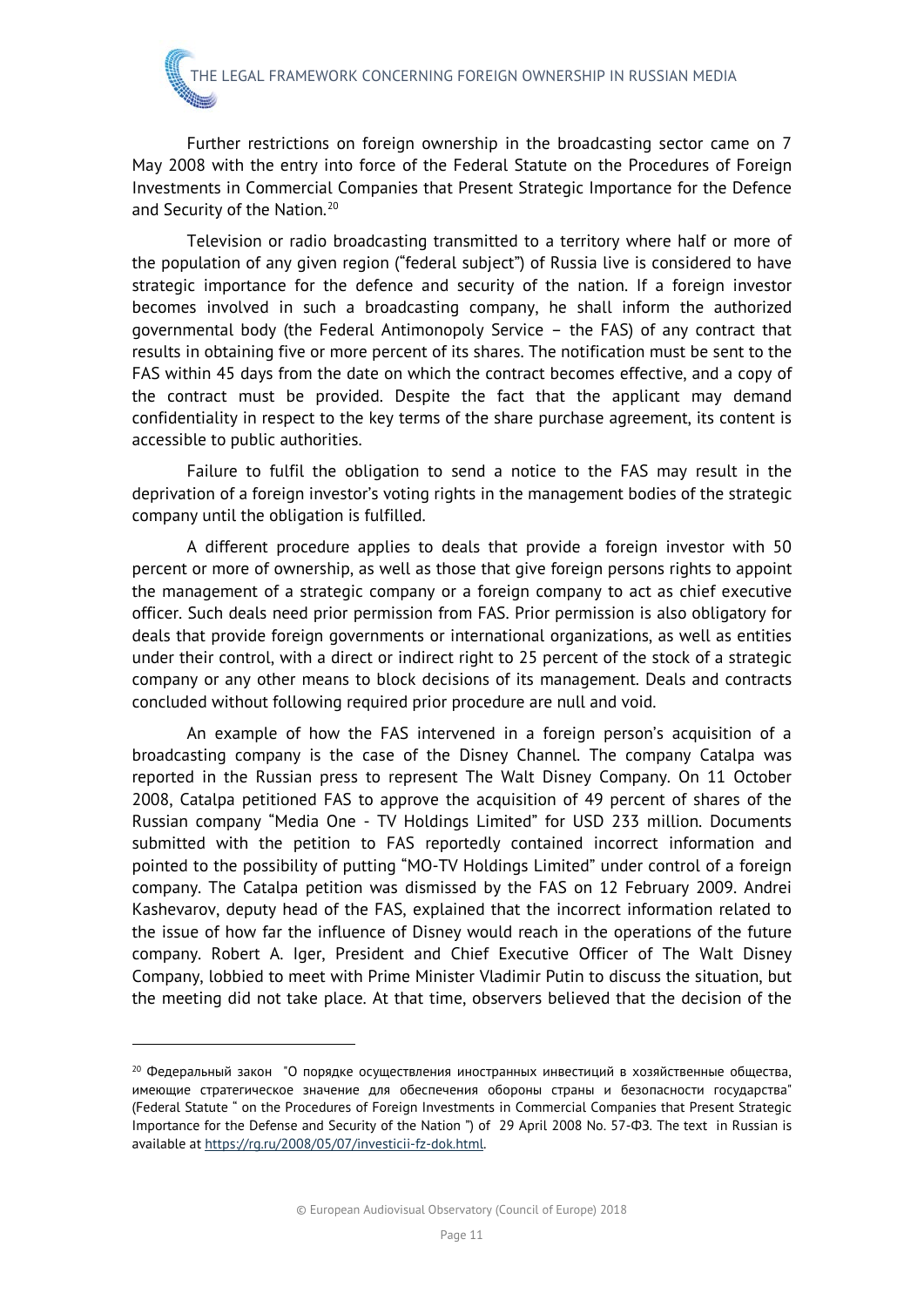Further restrictions on foreign ownership in the broadcasting sector came on 7 May 2008 with the entry into force of the Federal Statute on the Procedures of Foreign Investments in Commercial Companies that Present Strategic Importance for the Defence and Security of the Nation.[20]

Television or radio broadcasting transmitted to a territory where half or more of the population of any given region ("federal subject") of Russia live is considered to have strategic importance for the defence and security of the nation. If a foreign investor becomes involved in such a broadcasting company, he shall inform the authorized governmental body (the Federal Antimonopoly Service – the FAS) of any contract that results in obtaining five or more percent of its shares. The notification must be sent to the FAS within 45 days from the date on which the contract becomes effective, and a copy of the contract must be provided. Despite the fact that the applicant may demand confidentiality in respect to the key terms of the share purchase agreement, its content is accessible to public authorities.

Failure to fulfil the obligation to send a notice to the FAS may result in the deprivation of a foreign investor's voting rights in the management bodies of the strategic company until the obligation is fulfilled.

A different procedure applies to deals that provide a foreign investor with 50 percent or more of ownership, as well as those that give foreign persons rights to appoint the management of a strategic company or a foreign company to act as chief executive officer. Such deals need prior permission from FAS. Prior permission is also obligatory for deals that provide foreign governments or international organizations, as well as entities under their control, with a direct or indirect right to 25 percent of the stock of a strategic company or any other means to block decisions of its management. Deals and contracts concluded without following required prior procedure are null and void.

An example of how the FAS intervened in a foreign person's acquisition of a broadcasting company is the case of the Disney Channel. The company Catalpa was reported in the Russian press to represent The Walt Disney Company. On 11 October 2008, Catalpa petitioned FAS to approve the acquisition of 49 percent of shares of the Russian company "Media One - TV Holdings Limited" for USD 233 million. Documents submitted with the petition to FAS reportedly contained incorrect information and pointed to the possibility of putting "MO-TV Holdings Limited" under control of a foreign company. The Catalpa petition was dismissed by the FAS on 12 February 2009. Andrei Kashevarov, deputy head of the FAS, explained that the incorrect information related to the issue of how far the influence of Disney would reach in the operations of the future company. Robert A. Iger, President and Chief Executive Officer of The Walt Disney Company, lobbied to meet with Prime Minister Vladimir Putin to discuss the situation, but the meeting did not take place. At that time, observers believed that the decision of the

---

[20] Федеральный закон "О порядке осуществления иностранных инвестиций в хозяйственные общества, имеющие стратегическое значение для обеспечения обороны страны и безопасности государства" (Federal Statute " on the Procedures of Foreign Investments in Commercial Companies that Present Strategic Importance for the Defense and Security of the Nation ") of 29 April 2008 No. 57-ФЗ. The text in Russian is available at https://rg.ru/2008/05/07/investicii-fz-dok.html.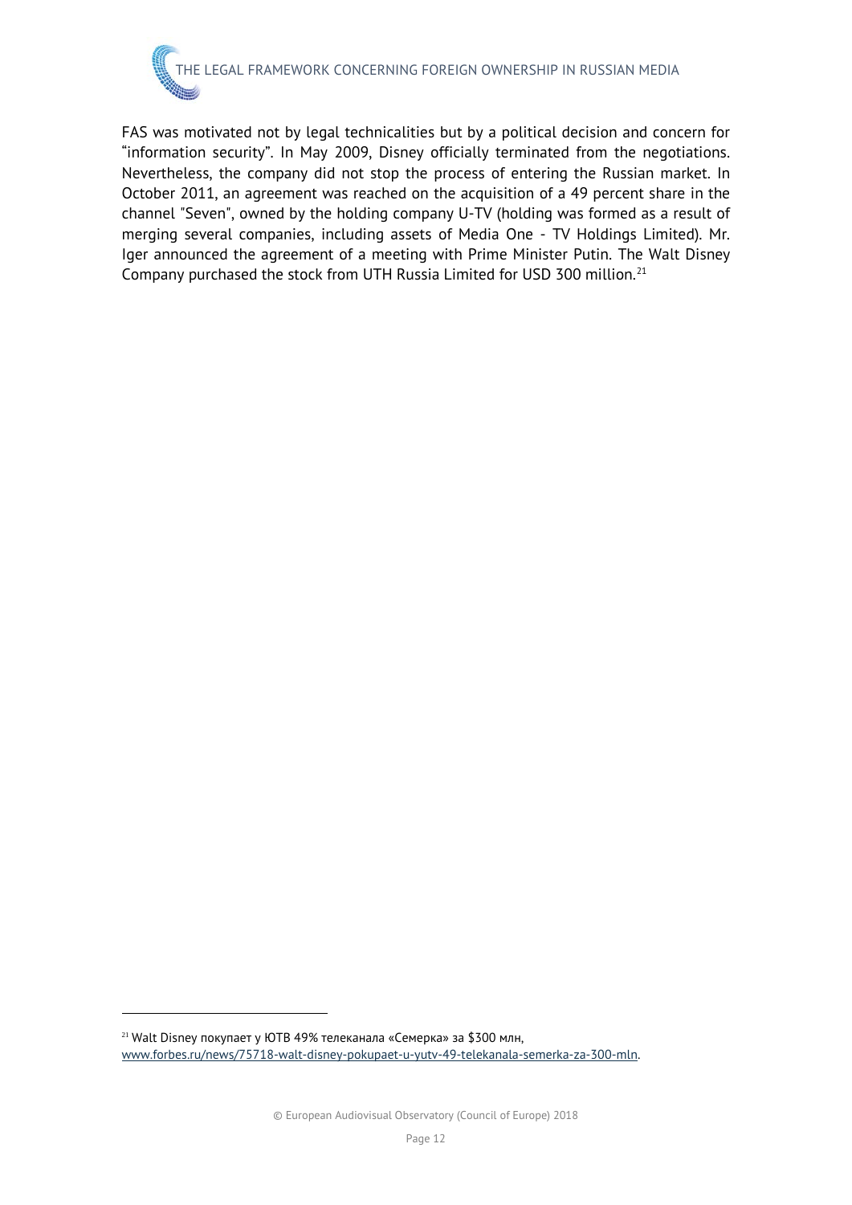FAS was motivated not by legal technicalities but by a political decision and concern for "information security". In May 2009, Disney officially terminated from the negotiations. Nevertheless, the company did not stop the process of entering the Russian market. In October 2011, an agreement was reached on the acquisition of a 49 percent share in the channel "Seven", owned by the holding company U-TV (holding was formed as a result of merging several companies, including assets of Media One - TV Holdings Limited). Mr. Iger announced the agreement of a meeting with Prime Minister Putin. The Walt Disney Company purchased the stock from UTH Russia Limited for USD 300 million.[21]

[21] Walt Disney покупает у ЮТВ 49% телеканала «Семерка» за $300 млн, www.forbes.ru/news/75718-walt-disney-pokupaet-u-yutv-49-telekanala-semerka-za-300-mln.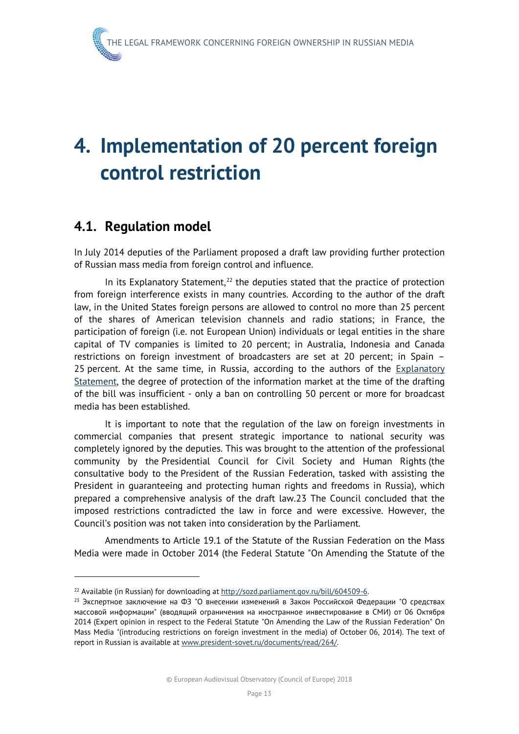# 4. Implementation of 20 percent foreign control restriction

## 4.1. Regulation model

In July 2014 deputies of the Parliament proposed a draft law providing further protection of Russian mass media from foreign control and influence.

In its Explanatory Statement,[22] the deputies stated that the practice of protection from foreign interference exists in many countries. According to the author of the draft law, in the United States foreign persons are allowed to control no more than 25 percent of the shares of American television channels and radio stations; in France, the participation of foreign (i.e. not European Union) individuals or legal entities in the share capital of TV companies is limited to 20 percent; in Australia, Indonesia and Canada restrictions on foreign investment of broadcasters are set at 20 percent; in Spain – 25 percent. At the same time, in Russia, according to the authors of the Explanatory Statement, the degree of protection of the information market at the time of the drafting of the bill was insufficient - only a ban on controlling 50 percent or more for broadcast media has been established.

It is important to note that the regulation of the law on foreign investments in commercial companies that present strategic importance to national security was completely ignored by the deputies. This was brought to the attention of the professional community by the Presidential Council for Civil Society and Human Rights (the consultative body to the President of the Russian Federation, tasked with assisting the President in guaranteeing and protecting human rights and freedoms in Russia), which prepared a comprehensive analysis of the draft law.23 The Council concluded that the imposed restrictions contradicted the law in force and were excessive. However, the Council's position was not taken into consideration by the Parliament.

Amendments to Article 19.1 of the Statute of the Russian Federation on the Mass Media were made in October 2014 (the Federal Statute "On Amending the Statute of the

---

[22] Available (in Russian) for downloading at http://sozd.parliament.gov.ru/bill/604509-6.

[23] Экспертное заключение на ФЗ "О внесении изменений в Закон Российской Федерации "О средствах массовой информации" (вводящий ограничения на иностранное инвестирование в СМИ) от 06 Октября 2014 (Expert opinion in respect to the Federal Statute "On Amending the Law of the Russian Federation" On Mass Media "(introducing restrictions on foreign investment in the media) of October 06, 2014). The text of report in Russian is available at www.president-sovet.ru/documents/read/264/.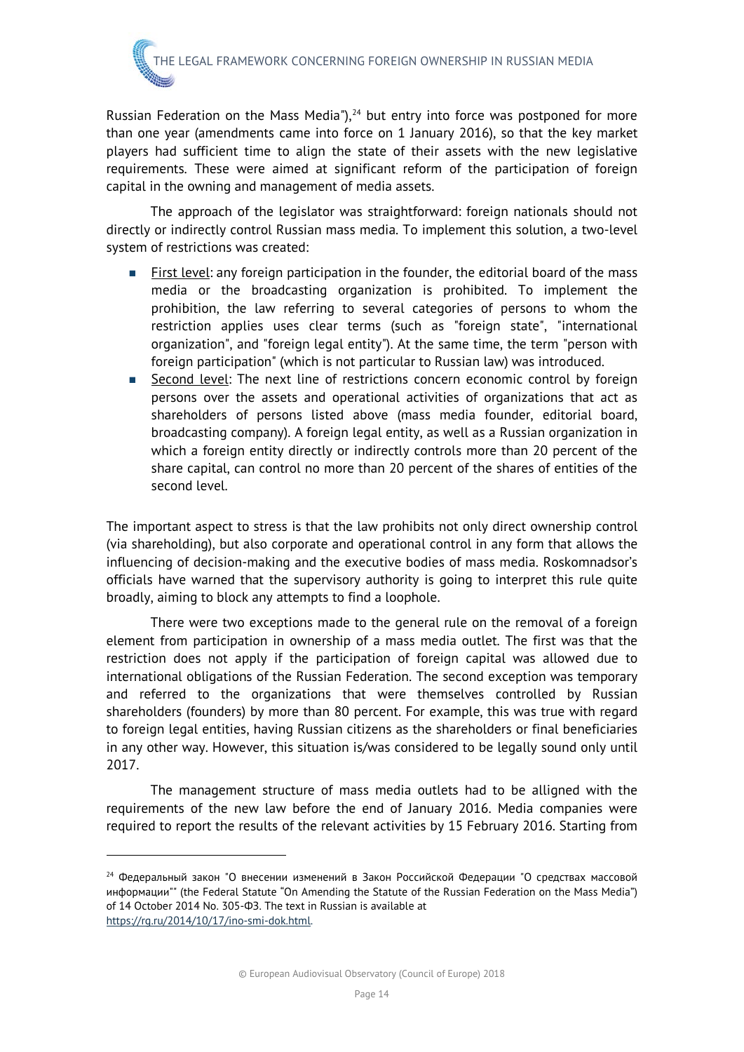Russian Federation on the Mass Media"),[24] but entry into force was postponed for more than one year (amendments came into force on 1 January 2016), so that the key market players had sufficient time to align the state of their assets with the new legislative requirements. These were aimed at significant reform of the participation of foreign capital in the owning and management of media assets.

The approach of the legislator was straightforward: foreign nationals should not directly or indirectly control Russian mass media. To implement this solution, a two-level system of restrictions was created:

- First level: any foreign participation in the founder, the editorial board of the mass media or the broadcasting organization is prohibited. To implement the prohibition, the law referring to several categories of persons to whom the restriction applies uses clear terms (such as "foreign state", "international organization", and "foreign legal entity"). At the same time, the term "person with foreign participation" (which is not particular to Russian law) was introduced.
- Second level: The next line of restrictions concern economic control by foreign persons over the assets and operational activities of organizations that act as shareholders of persons listed above (mass media founder, editorial board, broadcasting company). A foreign legal entity, as well as a Russian organization in which a foreign entity directly or indirectly controls more than 20 percent of the share capital, can control no more than 20 percent of the shares of entities of the second level.

The important aspect to stress is that the law prohibits not only direct ownership control (via shareholding), but also corporate and operational control in any form that allows the influencing of decision-making and the executive bodies of mass media. Roskomnadsor's officials have warned that the supervisory authority is going to interpret this rule quite broadly, aiming to block any attempts to find a loophole.

There were two exceptions made to the general rule on the removal of a foreign element from participation in ownership of a mass media outlet. The first was that the restriction does not apply if the participation of foreign capital was allowed due to international obligations of the Russian Federation. The second exception was temporary and referred to the organizations that were themselves controlled by Russian shareholders (founders) by more than 80 percent. For example, this was true with regard to foreign legal entities, having Russian citizens as the shareholders or final beneficiaries in any other way. However, this situation is/was considered to be legally sound only until 2017.

The management structure of mass media outlets had to be alligned with the requirements of the new law before the end of January 2016. Media companies were required to report the results of the relevant activities by 15 February 2016. Starting from

---

[24] Федеральный закон "О внесении изменений в Закон Российской Федерации "О средствах массовой информации"" (the Federal Statute "On Amending the Statute of the Russian Federation on the Mass Media") of 14 October 2014 No. 305-ФЗ. The text in Russian is available at https://rg.ru/2014/10/17/ino-smi-dok.html.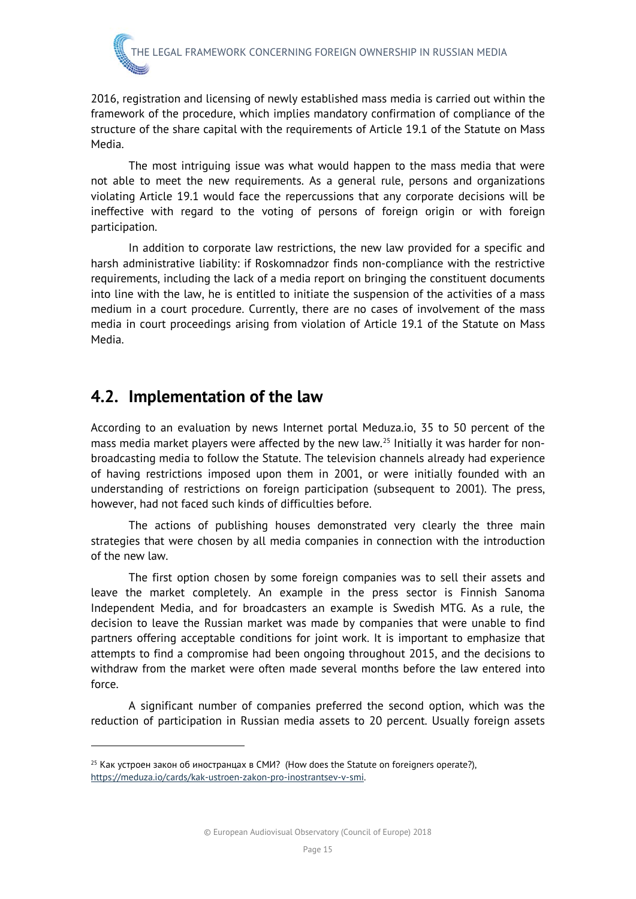2016, registration and licensing of newly established mass media is carried out within the framework of the procedure, which implies mandatory confirmation of compliance of the structure of the share capital with the requirements of Article 19.1 of the Statute on Mass Media.

The most intriguing issue was what would happen to the mass media that were not able to meet the new requirements. As a general rule, persons and organizations violating Article 19.1 would face the repercussions that any corporate decisions will be ineffective with regard to the voting of persons of foreign origin or with foreign participation.

In addition to corporate law restrictions, the new law provided for a specific and harsh administrative liability: if Roskomnadzor finds non-compliance with the restrictive requirements, including the lack of a media report on bringing the constituent documents into line with the law, he is entitled to initiate the suspension of the activities of a mass medium in a court procedure. Currently, there are no cases of involvement of the mass media in court proceedings arising from violation of Article 19.1 of the Statute on Mass Media.

## 4.2. Implementation of the law

According to an evaluation by news Internet portal Meduza.io, 35 to 50 percent of the mass media market players were affected by the new law.[25] Initially it was harder for non-broadcasting media to follow the Statute. The television channels already had experience of having restrictions imposed upon them in 2001, or were initially founded with an understanding of restrictions on foreign participation (subsequent to 2001). The press, however, had not faced such kinds of difficulties before.

The actions of publishing houses demonstrated very clearly the three main strategies that were chosen by all media companies in connection with the introduction of the new law.

The first option chosen by some foreign companies was to sell their assets and leave the market completely. An example in the press sector is Finnish Sanoma Independent Media, and for broadcasters an example is Swedish MTG. As a rule, the decision to leave the Russian market was made by companies that were unable to find partners offering acceptable conditions for joint work. It is important to emphasize that attempts to find a compromise had been ongoing throughout 2015, and the decisions to withdraw from the market were often made several months before the law entered into force.

A significant number of companies preferred the second option, which was the reduction of participation in Russian media assets to 20 percent. Usually foreign assets

---

[25] Как устроен закон об иностранцах в СМИ? (How does the Statute on foreigners operate?), https://meduza.io/cards/kak-ustroen-zakon-pro-inostrantsev-v-smi.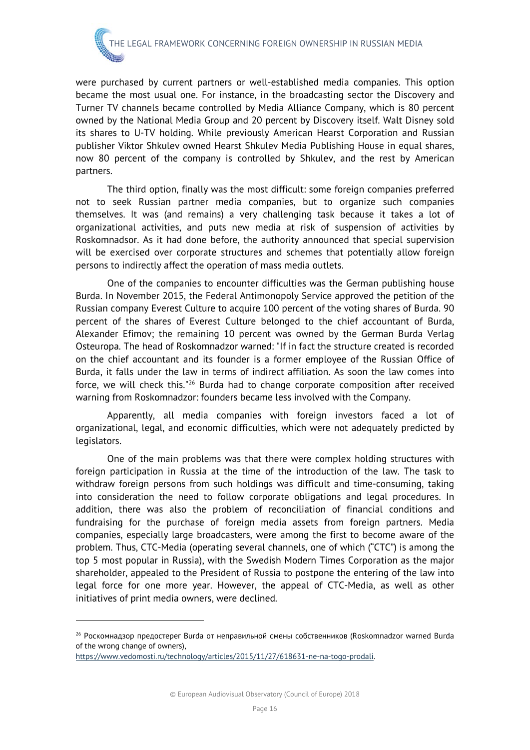were purchased by current partners or well-established media companies. This option became the most usual one. For instance, in the broadcasting sector the Discovery and Turner TV channels became controlled by Media Alliance Company, which is 80 percent owned by the National Media Group and 20 percent by Discovery itself. Walt Disney sold its shares to U-TV holding. While previously American Hearst Corporation and Russian publisher Viktor Shkulev owned Hearst Shkulev Media Publishing House in equal shares, now 80 percent of the company is controlled by Shkulev, and the rest by American partners.

The third option, finally was the most difficult: some foreign companies preferred not to seek Russian partner media companies, but to organize such companies themselves. It was (and remains) a very challenging task because it takes a lot of organizational activities, and puts new media at risk of suspension of activities by Roskomnadsor. As it had done before, the authority announced that special supervision will be exercised over corporate structures and schemes that potentially allow foreign persons to indirectly affect the operation of mass media outlets.

One of the companies to encounter difficulties was the German publishing house Burda. In November 2015, the Federal Antimonopoly Service approved the petition of the Russian company Everest Culture to acquire 100 percent of the voting shares of Burda. 90 percent of the shares of Everest Culture belonged to the chief accountant of Burda, Alexander Efimov; the remaining 10 percent was owned by the German Burda Verlag Osteuropa. The head of Roskomnadzor warned: "If in fact the structure created is recorded on the chief accountant and its founder is a former employee of the Russian Office of Burda, it falls under the law in terms of indirect affiliation. As soon the law comes into force, we will check this."[26] Burda had to change corporate composition after received warning from Roskomnadzor: founders became less involved with the Company.

Apparently, all media companies with foreign investors faced a lot of organizational, legal, and economic difficulties, which were not adequately predicted by legislators.

One of the main problems was that there were complex holding structures with foreign participation in Russia at the time of the introduction of the law. The task to withdraw foreign persons from such holdings was difficult and time-consuming, taking into consideration the need to follow corporate obligations and legal procedures. In addition, there was also the problem of reconciliation of financial conditions and fundraising for the purchase of foreign media assets from foreign partners. Media companies, especially large broadcasters, were among the first to become aware of the problem. Thus, CTC-Media (operating several channels, one of which ("CTC") is among the top 5 most popular in Russia), with the Swedish Modern Times Corporation as the major shareholder, appealed to the President of Russia to postpone the entering of the law into legal force for one more year. However, the appeal of CTC-Media, as well as other initiatives of print media owners, were declined.

---

[26] Роскомнадзор предостерег Burda от неправильной смены собственников (Roskomnadzor warned Burda of the wrong change of owners), https://www.vedomosti.ru/technology/articles/2015/11/27/618631-ne-na-togo-prodali.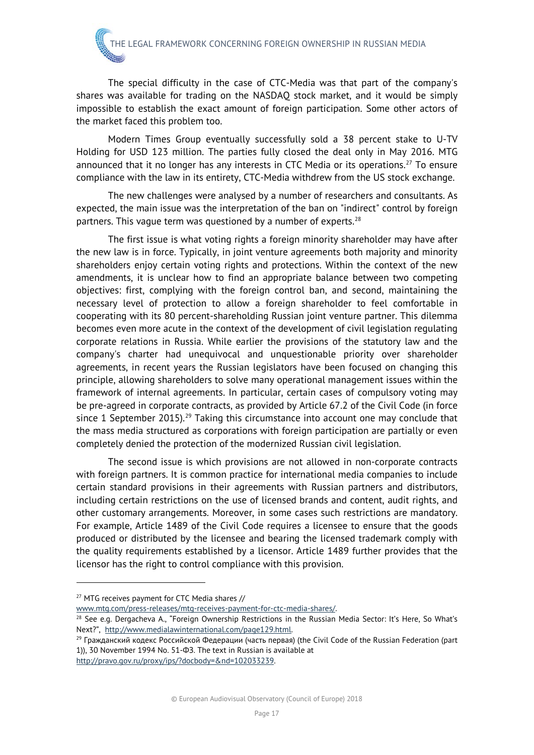The special difficulty in the case of CTC-Media was that part of the company's shares was available for trading on the NASDAQ stock market, and it would be simply impossible to establish the exact amount of foreign participation. Some other actors of the market faced this problem too.

Modern Times Group eventually successfully sold a 38 percent stake to U-TV Holding for USD 123 million. The parties fully closed the deal only in May 2016. MTG announced that it no longer has any interests in CTC Media or its operations.[27] To ensure compliance with the law in its entirety, CTC-Media withdrew from the US stock exchange.

The new challenges were analysed by a number of researchers and consultants. As expected, the main issue was the interpretation of the ban on "indirect" control by foreign partners. This vague term was questioned by a number of experts.[28]

The first issue is what voting rights a foreign minority shareholder may have after the new law is in force. Typically, in joint venture agreements both majority and minority shareholders enjoy certain voting rights and protections. Within the context of the new amendments, it is unclear how to find an appropriate balance between two competing objectives: first, complying with the foreign control ban, and second, maintaining the necessary level of protection to allow a foreign shareholder to feel comfortable in cooperating with its 80 percent-shareholding Russian joint venture partner. This dilemma becomes even more acute in the context of the development of civil legislation regulating corporate relations in Russia. While earlier the provisions of the statutory law and the company's charter had unequivocal and unquestionable priority over shareholder agreements, in recent years the Russian legislators have been focused on changing this principle, allowing shareholders to solve many operational management issues within the framework of internal agreements. In particular, certain cases of compulsory voting may be pre-agreed in corporate contracts, as provided by Article 67.2 of the Civil Code (in force since 1 September 2015).[29] Taking this circumstance into account one may conclude that the mass media structured as corporations with foreign participation are partially or even completely denied the protection of the modernized Russian civil legislation.

The second issue is which provisions are not allowed in non-corporate contracts with foreign partners. It is common practice for international media companies to include certain standard provisions in their agreements with Russian partners and distributors, including certain restrictions on the use of licensed brands and content, audit rights, and other customary arrangements. Moreover, in some cases such restrictions are mandatory. For example, Article 1489 of the Civil Code requires a licensee to ensure that the goods produced or distributed by the licensee and bearing the licensed trademark comply with the quality requirements established by a licensor. Article 1489 further provides that the licensor has the right to control compliance with this provision.

---

[27] MTG receives payment for CTC Media shares // www.mtg.com/press-releases/mtg-receives-payment-for-ctc-media-shares/.

[28] See e.g. Dergacheva A., "Foreign Ownership Restrictions in the Russian Media Sector: It's Here, So What's Next?", http://www.medialawinternational.com/page129.html.

[29] Гражданский кодекс Российской Федерации (часть первая) (the Civil Code of the Russian Federation (part 1)), 30 November 1994 No. 51-ФЗ. The text in Russian is available at http://pravo.gov.ru/proxy/ips/?docbody=&nd=102033239.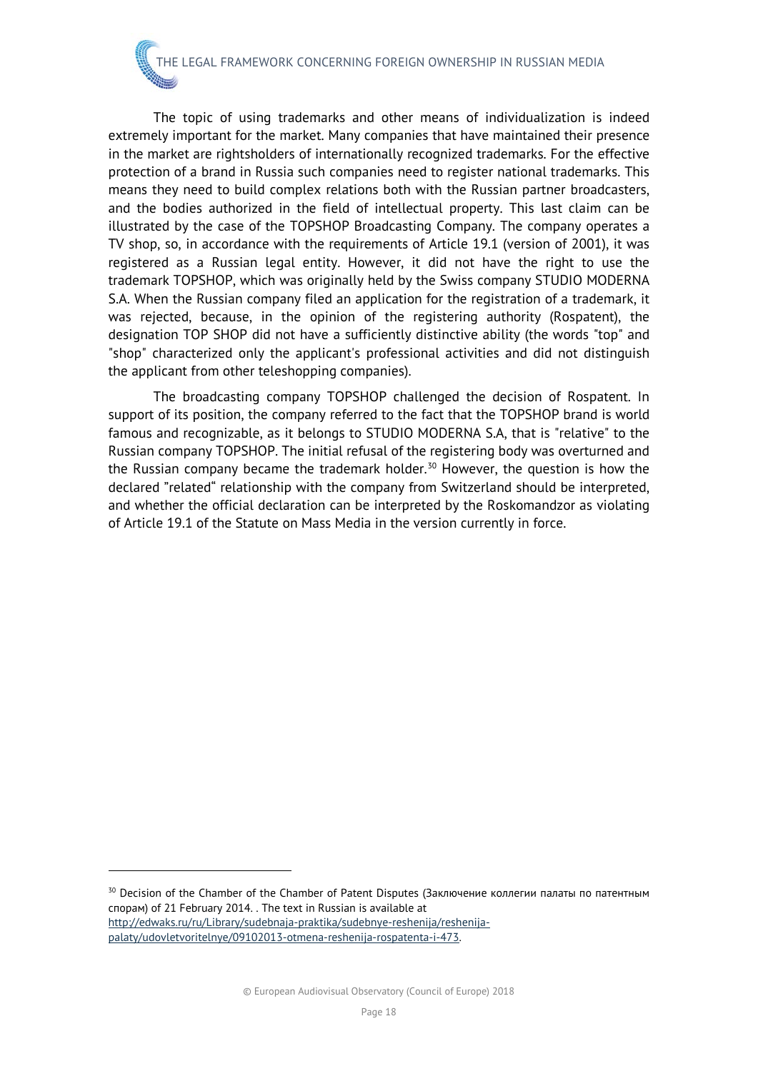The topic of using trademarks and other means of individualization is indeed extremely important for the market. Many companies that have maintained their presence in the market are rightsholders of internationally recognized trademarks. For the effective protection of a brand in Russia such companies need to register national trademarks. This means they need to build complex relations both with the Russian partner broadcasters, and the bodies authorized in the field of intellectual property. This last claim can be illustrated by the case of the TOPSHOP Broadcasting Company. The company operates a TV shop, so, in accordance with the requirements of Article 19.1 (version of 2001), it was registered as a Russian legal entity. However, it did not have the right to use the trademark TOPSHOP, which was originally held by the Swiss company STUDIO MODERNA S.A. When the Russian company filed an application for the registration of a trademark, it was rejected, because, in the opinion of the registering authority (Rospatent), the designation TOP SHOP did not have a sufficiently distinctive ability (the words "top" and "shop" characterized only the applicant's professional activities and did not distinguish the applicant from other teleshopping companies).

The broadcasting company TOPSHOP challenged the decision of Rospatent. In support of its position, the company referred to the fact that the TOPSHOP brand is world famous and recognizable, as it belongs to STUDIO MODERNA S.A, that is "relative" to the Russian company TOPSHOP. The initial refusal of the registering body was overturned and the Russian company became the trademark holder.[30] However, the question is how the declared "related" relationship with the company from Switzerland should be interpreted, and whether the official declaration can be interpreted by the Roskomandzor as violating of Article 19.1 of the Statute on Mass Media in the version currently in force.

---

[30] Decision of the Chamber of the Chamber of Patent Disputes (Заключение коллегии палаты по патентным спорам) of 21 February 2014. . The text in Russian is available at http://edwaks.ru/ru/Library/sudebnaja-praktika/sudebnye-reshenija/reshenija-palaty/udovletvoritelnye/09102013-otmena-reshenija-rospatenta-i-473.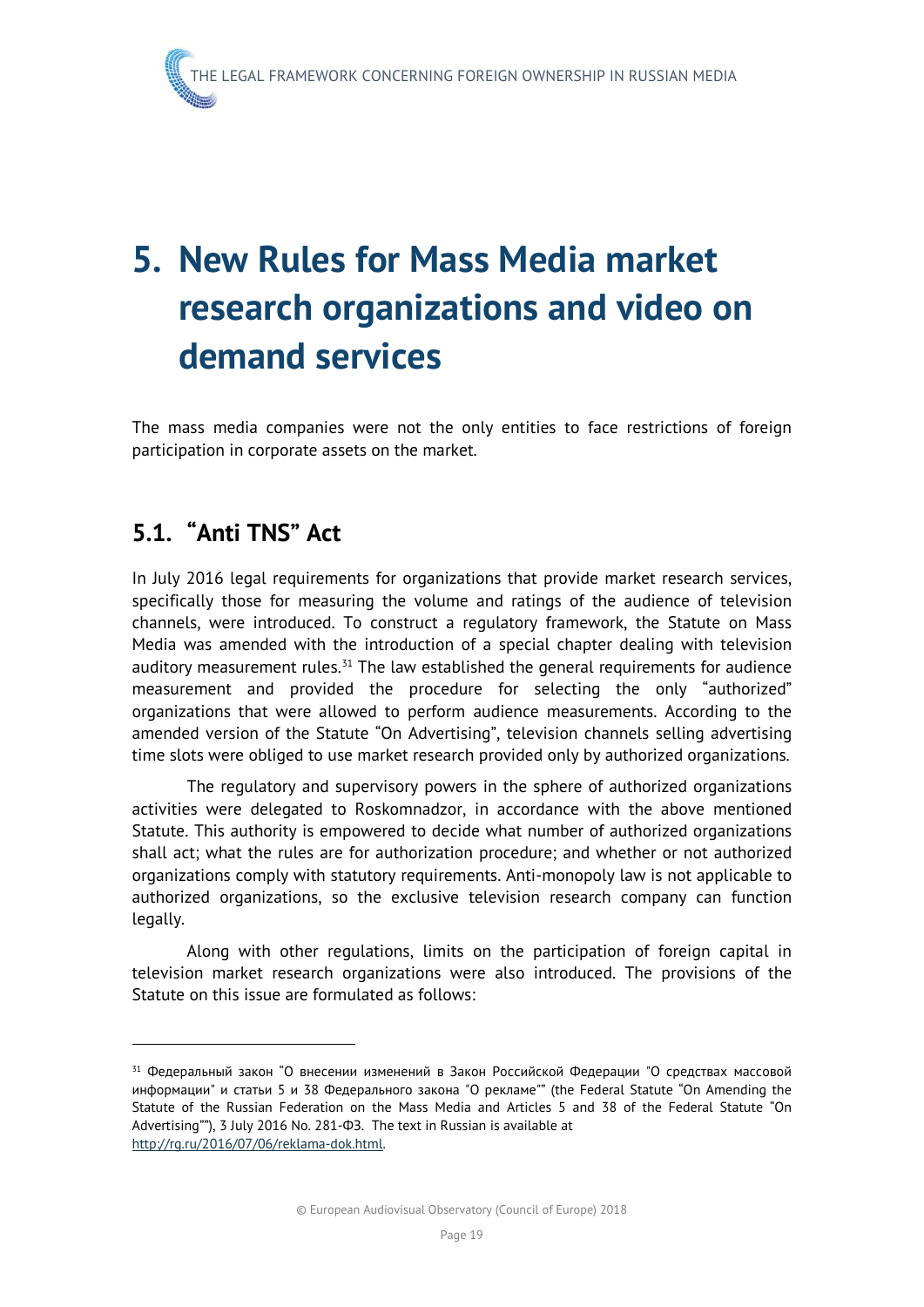# 5. New Rules for Mass Media market research organizations and video on demand services

The mass media companies were not the only entities to face restrictions of foreign participation in corporate assets on the market.

## 5.1. "Anti TNS" Act

In July 2016 legal requirements for organizations that provide market research services, specifically those for measuring the volume and ratings of the audience of television channels, were introduced. To construct a regulatory framework, the Statute on Mass Media was amended with the introduction of a special chapter dealing with television auditory measurement rules.[31] The law established the general requirements for audience measurement and provided the procedure for selecting the only "authorized" organizations that were allowed to perform audience measurements. According to the amended version of the Statute "On Advertising", television channels selling advertising time slots were obliged to use market research provided only by authorized organizations.

The regulatory and supervisory powers in the sphere of authorized organizations activities were delegated to Roskomnadzor, in accordance with the above mentioned Statute. This authority is empowered to decide what number of authorized organizations shall act; what the rules are for authorization procedure; and whether or not authorized organizations comply with statutory requirements. Anti-monopoly law is not applicable to authorized organizations, so the exclusive television research company can function legally.

Along with other regulations, limits on the participation of foreign capital in television market research organizations were also introduced. The provisions of the Statute on this issue are formulated as follows:

---

[31] Федеральный закон "О внесении изменений в Закон Российской Федерации "О средствах массовой информации" и статьи 5 и 38 Федерального закона "О рекламе"" (the Federal Statute "On Amending the Statute of the Russian Federation on the Mass Media and Articles 5 and 38 of the Federal Statute "On Advertising""), 3 July 2016 No. 281-ФЗ. The text in Russian is available at http://rg.ru/2016/07/06/reklama-dok.html.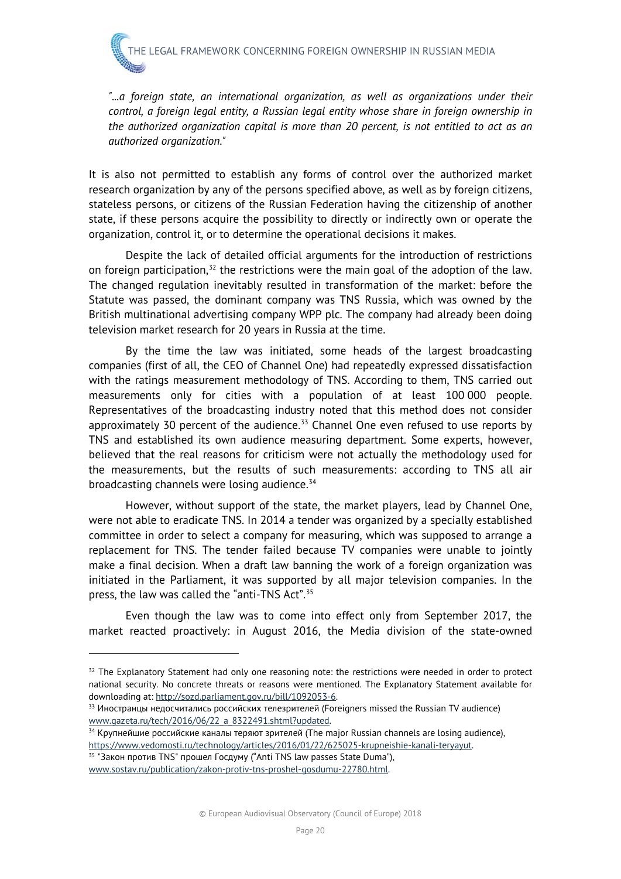*"...a foreign state, an international organization, as well as organizations under their control, a foreign legal entity, a Russian legal entity whose share in foreign ownership in the authorized organization capital is more than 20 percent, is not entitled to act as an authorized organization."*

It is also not permitted to establish any forms of control over the authorized market research organization by any of the persons specified above, as well as by foreign citizens, stateless persons, or citizens of the Russian Federation having the citizenship of another state, if these persons acquire the possibility to directly or indirectly own or operate the organization, control it, or to determine the operational decisions it makes.

Despite the lack of detailed official arguments for the introduction of restrictions on foreign participation,[32] the restrictions were the main goal of the adoption of the law. The changed regulation inevitably resulted in transformation of the market: before the Statute was passed, the dominant company was TNS Russia, which was owned by the British multinational advertising company WPP plc. The company had already been doing television market research for 20 years in Russia at the time.

By the time the law was initiated, some heads of the largest broadcasting companies (first of all, the CEO of Channel One) had repeatedly expressed dissatisfaction with the ratings measurement methodology of TNS. According to them, TNS carried out measurements only for cities with a population of at least 100 000 people. Representatives of the broadcasting industry noted that this method does not consider approximately 30 percent of the audience.[33] Channel One even refused to use reports by TNS and established its own audience measuring department. Some experts, however, believed that the real reasons for criticism were not actually the methodology used for the measurements, but the results of such measurements: according to TNS all air broadcasting channels were losing audience.[34]

However, without support of the state, the market players, lead by Channel One, were not able to eradicate TNS. In 2014 a tender was organized by a specially established committee in order to select a company for measuring, which was supposed to arrange a replacement for TNS. The tender failed because TV companies were unable to jointly make a final decision. When a draft law banning the work of a foreign organization was initiated in the Parliament, it was supported by all major television companies. In the press, the law was called the "anti-TNS Act".[35]

Even though the law was to come into effect only from September 2017, the market reacted proactively: in August 2016, the Media division of the state-owned

---

[32] The Explanatory Statement had only one reasoning note: the restrictions were needed in order to protect national security. No concrete threats or reasons were mentioned. The Explanatory Statement available for downloading at: http://sozd.parliament.gov.ru/bill/1092053-6.

[33] Иностранцы недосчитались российских телезрителей (Foreigners missed the Russian TV audience) www.gazeta.ru/tech/2016/06/22_a_8322491.shtml?updated.

[34] Крупнейшие российские каналы теряют зрителей (The major Russian channels are losing audience), https://www.vedomosti.ru/technology/articles/2016/01/22/625025-krupneishie-kanali-teryayut.

[35] "Закон против TNS" прошел Госдуму ("Anti TNS law passes State Duma"), www.sostav.ru/publication/zakon-protiv-tns-proshel-gosdumu-22780.html.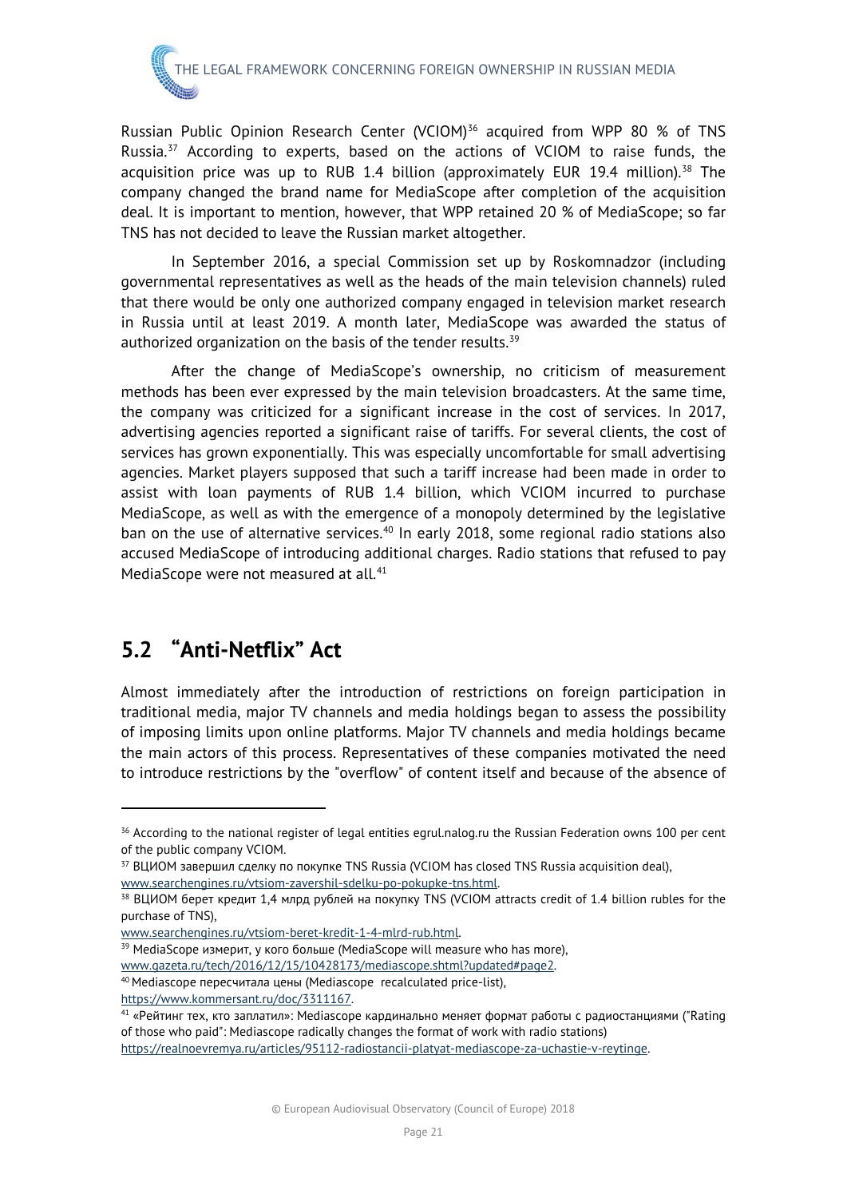Russian Public Opinion Research Center (VCIOM)[36] acquired from WPP 80 % of TNS Russia.[37] According to experts, based on the actions of VCIOM to raise funds, the acquisition price was up to RUB 1.4 billion (approximately EUR 19.4 million).[38] The company changed the brand name for MediaScope after completion of the acquisition deal. It is important to mention, however, that WPP retained 20 % of MediaScope; so far TNS has not decided to leave the Russian market altogether.

In September 2016, a special Commission set up by Roskomnadzor (including governmental representatives as well as the heads of the main television channels) ruled that there would be only one authorized company engaged in television market research in Russia until at least 2019. A month later, MediaScope was awarded the status of authorized organization on the basis of the tender results.[39]

After the change of MediaScope's ownership, no criticism of measurement methods has been ever expressed by the main television broadcasters. At the same time, the company was criticized for a significant increase in the cost of services. In 2017, advertising agencies reported a significant raise of tariffs. For several clients, the cost of services has grown exponentially. This was especially uncomfortable for small advertising agencies. Market players supposed that such a tariff increase had been made in order to assist with loan payments of RUB 1.4 billion, which VCIOM incurred to purchase MediaScope, as well as with the emergence of a monopoly determined by the legislative ban on the use of alternative services.[40] In early 2018, some regional radio stations also accused MediaScope of introducing additional charges. Radio stations that refused to pay MediaScope were not measured at all.[41]

## 5.2 "Anti-Netflix" Act

Almost immediately after the introduction of restrictions on foreign participation in traditional media, major TV channels and media holdings began to assess the possibility of imposing limits upon online platforms. Major TV channels and media holdings became the main actors of this process. Representatives of these companies motivated the need to introduce restrictions by the "overflow" of content itself and because of the absence of

---

[36] According to the national register of legal entities egrul.nalog.ru the Russian Federation owns 100 per cent of the public company VCIOM.

[37] ВЦИОМ завершил сделку по покупке TNS Russia (VCIOM has closed TNS Russia acquisition deal), www.searchengines.ru/vtsiom-zavershil-sdelku-po-pokupke-tns.html.

[38] ВЦИОМ берет кредит 1,4 млрд рублей на покупку TNS (VCIOM attracts credit of 1.4 billion rubles for the purchase of TNS), www.searchengines.ru/vtsiom-beret-kredit-1-4-mlrd-rub.html.

[39] MediaScope измерит, у кого больше (MediaScope will measure who has more), www.gazeta.ru/tech/2016/12/15/10428173/mediascope.shtml?updated#page2.

[40] Mediascope пересчитала цены (Mediascope recalculated price-list), https://www.kommersant.ru/doc/3311167.

[41] «Рейтинг тех, кто заплатил»: Mediascope кардинально меняет формат работы с радиостанциями ("Rating of those who paid": Mediascope radically changes the format of work with radio stations) https://realnoevremya.ru/articles/95112-radiostancii-platyat-mediascope-za-uchastie-v-reytinge.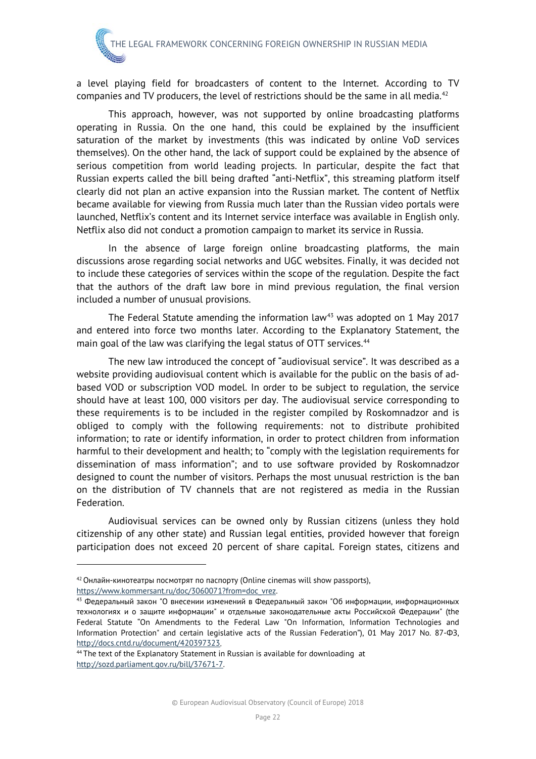a level playing field for broadcasters of content to the Internet. According to TV companies and TV producers, the level of restrictions should be the same in all media.[42]

This approach, however, was not supported by online broadcasting platforms operating in Russia. On the one hand, this could be explained by the insufficient saturation of the market by investments (this was indicated by online VoD services themselves). On the other hand, the lack of support could be explained by the absence of serious competition from world leading projects. In particular, despite the fact that Russian experts called the bill being drafted "anti-Netflix", this streaming platform itself clearly did not plan an active expansion into the Russian market. The content of Netflix became available for viewing from Russia much later than the Russian video portals were launched, Netflix's content and its Internet service interface was available in English only. Netflix also did not conduct a promotion campaign to market its service in Russia.

In the absence of large foreign online broadcasting platforms, the main discussions arose regarding social networks and UGC websites. Finally, it was decided not to include these categories of services within the scope of the regulation. Despite the fact that the authors of the draft law bore in mind previous regulation, the final version included a number of unusual provisions.

The Federal Statute amending the information law[43] was adopted on 1 May 2017 and entered into force two months later. According to the Explanatory Statement, the main goal of the law was clarifying the legal status of OTT services.[44]

The new law introduced the concept of "audiovisual service". It was described as a website providing audiovisual content which is available for the public on the basis of ad-based VOD or subscription VOD model. In order to be subject to regulation, the service should have at least 100, 000 visitors per day. The audiovisual service corresponding to these requirements is to be included in the register compiled by Roskomnadzor and is obliged to comply with the following requirements: not to distribute prohibited information; to rate or identify information, in order to protect children from information harmful to their development and health; to "comply with the legislation requirements for dissemination of mass information"; and to use software provided by Roskomnadzor designed to count the number of visitors. Perhaps the most unusual restriction is the ban on the distribution of TV channels that are not registered as media in the Russian Federation.

Audiovisual services can be owned only by Russian citizens (unless they hold citizenship of any other state) and Russian legal entities, provided however that foreign participation does not exceed 20 percent of share capital. Foreign states, citizens and

---

[42] Онлайн-кинотеатры посмотрят по паспорту (Online cinemas will show passports), https://www.kommersant.ru/doc/3060071?from=doc_vrez.

[43] Федеральный закон "О внесении изменений в Федеральный закон "Об информации, информационных технологиях и о защите информации" и отдельные законодательные акты Российской Федерации" (the Federal Statute "On Amendments to the Federal Law "On Information, Information Technologies and Information Protection" and certain legislative acts of the Russian Federation"), 01 May 2017 No. 87-ФЗ, http://docs.cntd.ru/document/420397323.

[44] The text of the Explanatory Statement in Russian is available for downloading at http://sozd.parliament.gov.ru/bill/37671-7.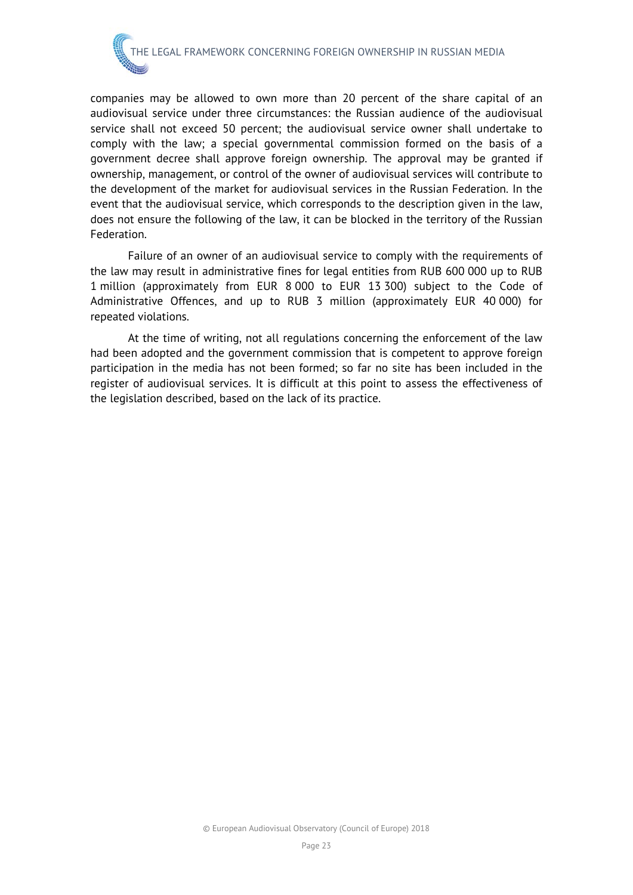companies may be allowed to own more than 20 percent of the share capital of an audiovisual service under three circumstances: the Russian audience of the audiovisual service shall not exceed 50 percent; the audiovisual service owner shall undertake to comply with the law; a special governmental commission formed on the basis of a government decree shall approve foreign ownership. The approval may be granted if ownership, management, or control of the owner of audiovisual services will contribute to the development of the market for audiovisual services in the Russian Federation. In the event that the audiovisual service, which corresponds to the description given in the law, does not ensure the following of the law, it can be blocked in the territory of the Russian Federation.

Failure of an owner of an audiovisual service to comply with the requirements of the law may result in administrative fines for legal entities from RUB 600 000 up to RUB 1 million (approximately from EUR 8 000 to EUR 13 300) subject to the Code of Administrative Offences, and up to RUB 3 million (approximately EUR 40 000) for repeated violations.

At the time of writing, not all regulations concerning the enforcement of the law had been adopted and the government commission that is competent to approve foreign participation in the media has not been formed; so far no site has been included in the register of audiovisual services. It is difficult at this point to assess the effectiveness of the legislation described, based on the lack of its practice.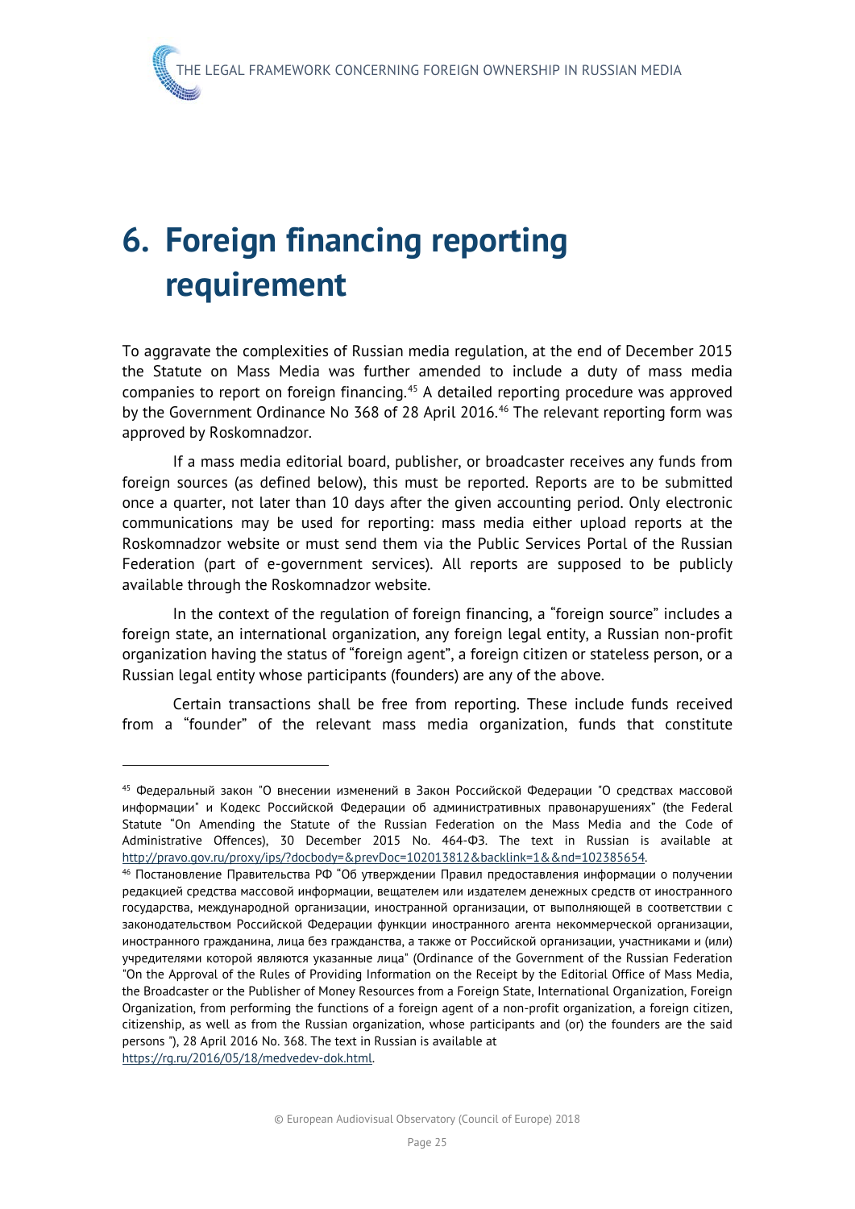# 6. Foreign financing reporting requirement

To aggravate the complexities of Russian media regulation, at the end of December 2015 the Statute on Mass Media was further amended to include a duty of mass media companies to report on foreign financing.[45] A detailed reporting procedure was approved by the Government Ordinance No 368 of 28 April 2016.[46] The relevant reporting form was approved by Roskomnadzor.

If a mass media editorial board, publisher, or broadcaster receives any funds from foreign sources (as defined below), this must be reported. Reports are to be submitted once a quarter, not later than 10 days after the given accounting period. Only electronic communications may be used for reporting: mass media either upload reports at the Roskomnadzor website or must send them via the Public Services Portal of the Russian Federation (part of e-government services). All reports are supposed to be publicly available through the Roskomnadzor website.

In the context of the regulation of foreign financing, a "foreign source" includes a foreign state, an international organization, any foreign legal entity, a Russian non-profit organization having the status of "foreign agent", a foreign citizen or stateless person, or a Russian legal entity whose participants (founders) are any of the above.

Certain transactions shall be free from reporting. These include funds received from a "founder" of the relevant mass media organization, funds that constitute

---

[45] Федеральный закон "О внесении изменений в Закон Российской Федерации "О средствах массовой информации" и Кодекс Российской Федерации об административных правонарушениях" (the Federal Statute "On Amending the Statute of the Russian Federation on the Mass Media and the Code of Administrative Offences), 30 December 2015 No. 464-ФЗ. The text in Russian is available at http://pravo.gov.ru/proxy/ips/?docbody=&prevDoc=102013812&backlink=1&&nd=102385654.

[46] Постановление Правительства РФ "Об утверждении Правил предоставления информации о получении редакцией средства массовой информации, вещателем или издателем денежных средств от иностранного государства, международной организации, иностранной организации, от выполняющей в соответствии с законодательством Российской Федерации функции иностранного агента некоммерческой организации, иностранного гражданина, лица без гражданства, а также от Российской организации, участниками и (или) учредителями которой являются указанные лица" (Ordinance of the Government of the Russian Federation "On the Approval of the Rules of Providing Information on the Receipt by the Editorial Office of Mass Media, the Broadcaster or the Publisher of Money Resources from a Foreign State, International Organization, Foreign Organization, from performing the functions of a foreign agent of a non-profit organization, a foreign citizen, citizenship, as well as from the Russian organization, whose participants and (or) the founders are the said persons "), 28 April 2016 No. 368. The text in Russian is available at https://rg.ru/2016/05/18/medvedev-dok.html.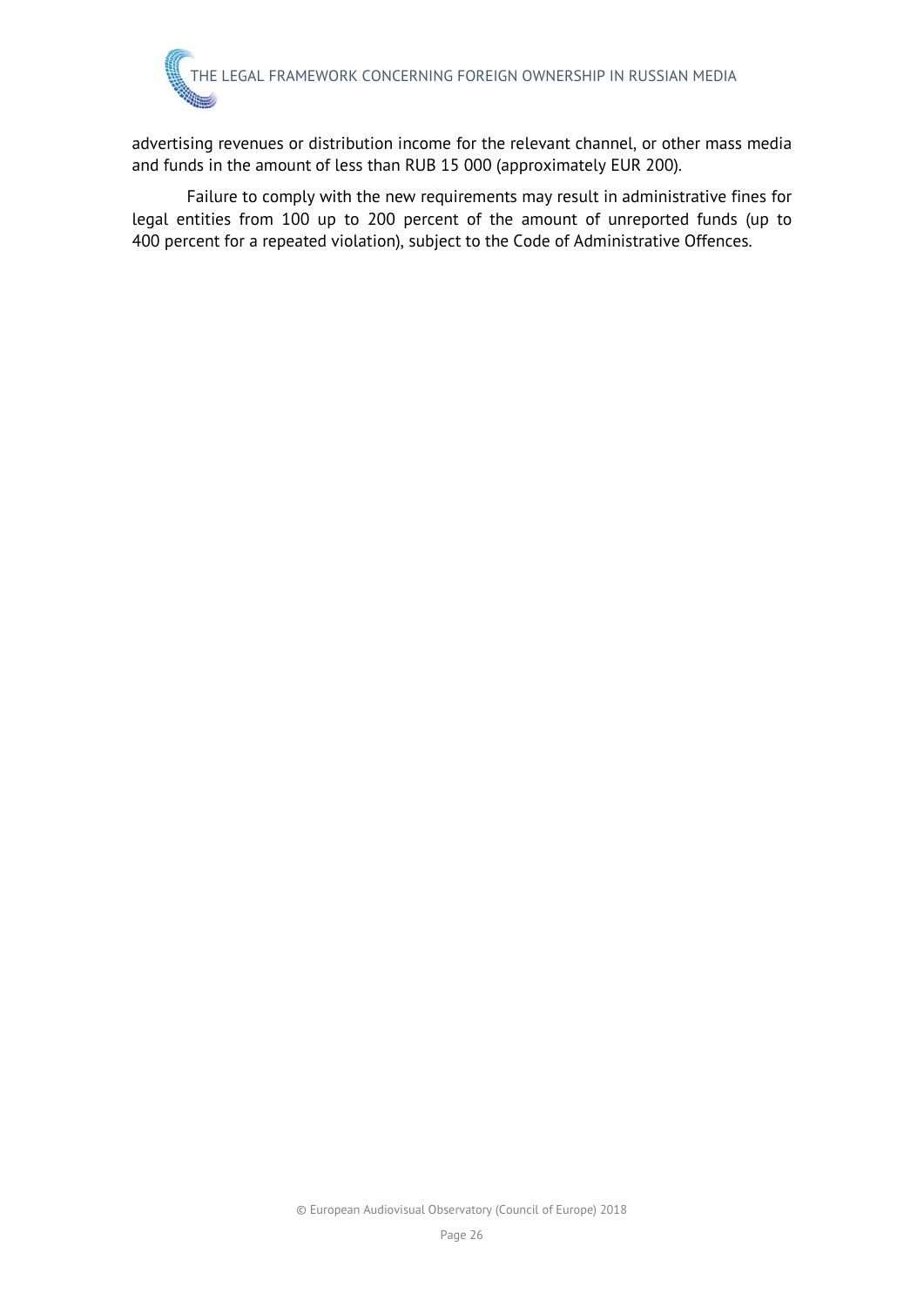advertising revenues or distribution income for the relevant channel, or other mass media and funds in the amount of less than RUB 15 000 (approximately EUR 200).

Failure to comply with the new requirements may result in administrative fines for legal entities from 100 up to 200 percent of the amount of unreported funds (up to 400 percent for a repeated violation), subject to the Code of Administrative Offences.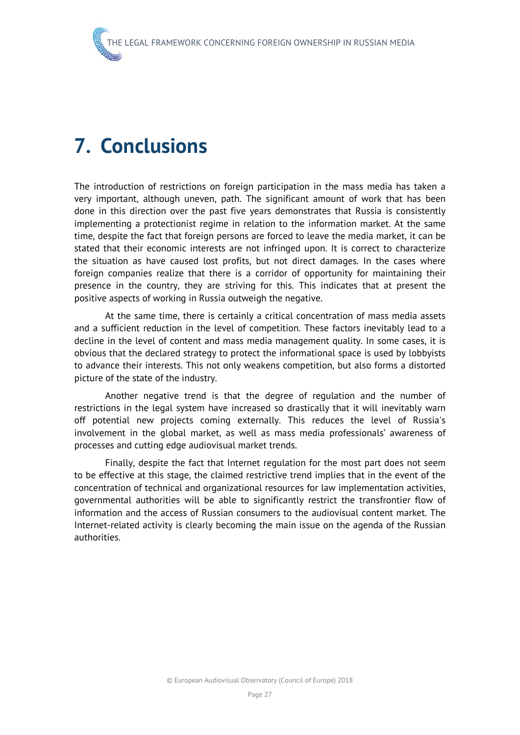# 7. Conclusions

The introduction of restrictions on foreign participation in the mass media has taken a very important, although uneven, path. The significant amount of work that has been done in this direction over the past five years demonstrates that Russia is consistently implementing a protectionist regime in relation to the information market. At the same time, despite the fact that foreign persons are forced to leave the media market, it can be stated that their economic interests are not infringed upon. It is correct to characterize the situation as have caused lost profits, but not direct damages. In the cases where foreign companies realize that there is a corridor of opportunity for maintaining their presence in the country, they are striving for this. This indicates that at present the positive aspects of working in Russia outweigh the negative.

At the same time, there is certainly a critical concentration of mass media assets and a sufficient reduction in the level of competition. These factors inevitably lead to a decline in the level of content and mass media management quality. In some cases, it is obvious that the declared strategy to protect the informational space is used by lobbyists to advance their interests. This not only weakens competition, but also forms a distorted picture of the state of the industry.

Another negative trend is that the degree of regulation and the number of restrictions in the legal system have increased so drastically that it will inevitably warn off potential new projects coming externally. This reduces the level of Russia's involvement in the global market, as well as mass media professionals' awareness of processes and cutting edge audiovisual market trends.

Finally, despite the fact that Internet regulation for the most part does not seem to be effective at this stage, the claimed restrictive trend implies that in the event of the concentration of technical and organizational resources for law implementation activities, governmental authorities will be able to significantly restrict the transfrontier flow of information and the access of Russian consumers to the audiovisual content market. The Internet-related activity is clearly becoming the main issue on the agenda of the Russian authorities.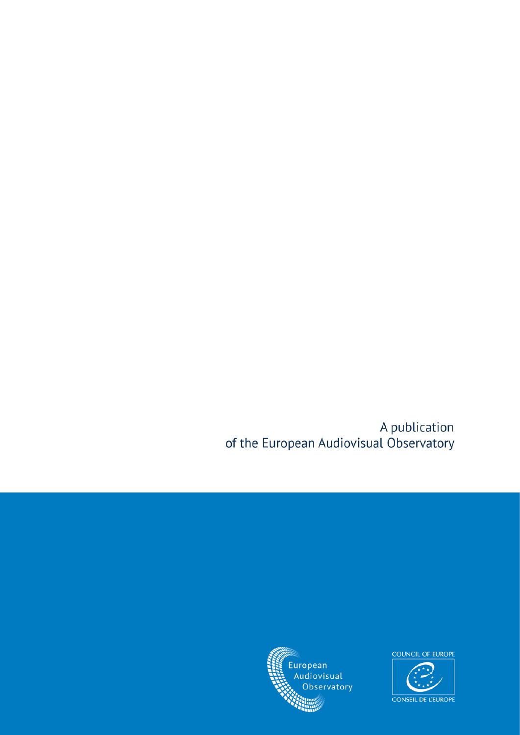A publication
of the European Audiovisual Observatory

European
Audiovisual
Observatory

COUNCIL OF EUROPE

CONSEIL DE L'EUROPE